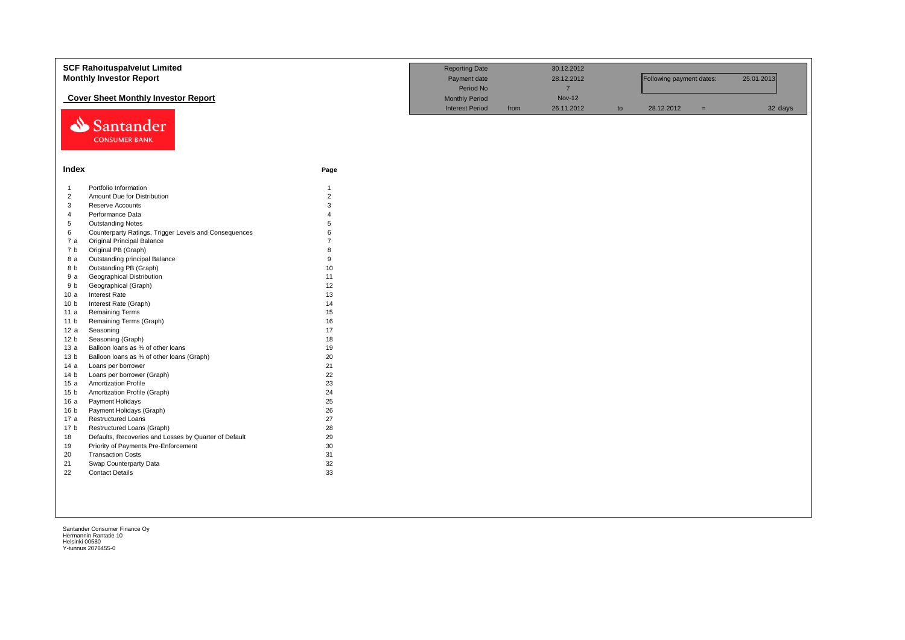# SCF Rahoituspalvelut Limited
## Monthly Investor Report

### Cover Sheet Monthly Investor Report

| | | | | | | |
|---|---|---|---|---|---|---|
| Reporting Date | | 30.12.2012 | | | | |
| Payment date | | 28.12.2012 | | Following payment dates: | | 25.01.2013 |
| Period No | | 7 | | | | |
| Monthly Period | | Nov-12 | | | | |
| Interest Period | from | 26.11.2012 | to | 28.12.2012 | = | 32 days |

Santander
CONSUMER BANK

## Index

| | | Page |
|---|---|---|
| 1 | Portfolio Information | 1 |
| 2 | Amount Due for Distribution | 2 |
| 3 | Reserve Accounts | 3 |
| 4 | Performance Data | 4 |
| 5 | Outstanding Notes | 5 |
| 6 | Counterparty Ratings, Trigger Levels and Consequences | 6 |
| 7 a | Original Principal Balance | 7 |
| 7 b | Original PB (Graph) | 8 |
| 8 a | Outstanding principal Balance | 9 |
| 8 b | Outstanding PB (Graph) | 10 |
| 9 a | Geographical Distribution | 11 |
| 9 b | Geographical (Graph) | 12 |
| 10 a | Interest Rate | 13 |
| 10 b | Interest Rate (Graph) | 14 |
| 11 a | Remaining Terms | 15 |
| 11 b | Remaining Terms (Graph) | 16 |
| 12 a | Seasoning | 17 |
| 12 b | Seasoning (Graph) | 18 |
| 13 a | Balloon loans as % of other loans | 19 |
| 13 b | Balloon loans as % of other loans (Graph) | 20 |
| 14 a | Loans per borrower | 21 |
| 14 b | Loans per borrower (Graph) | 22 |
| 15 a | Amortization Profile | 23 |
| 15 b | Amortization Profile (Graph) | 24 |
| 16 a | Payment Holidays | 25 |
| 16 b | Payment Holidays (Graph) | 26 |
| 17 a | Restructured Loans | 27 |
| 17 b | Restructured Loans (Graph) | 28 |
| 18 | Defaults, Recoveries and Losses by Quarter of Default | 29 |
| 19 | Priority of Payments Pre-Enforcement | 30 |
| 20 | Transaction Costs | 31 |
| 21 | Swap Counterparty Data | 32 |
| 22 | Contact Details | 33 |

Santander Consumer Finance Oy
Hermannin Rantatie 10
Helsinki 00580
Y-tunnus 2076455-0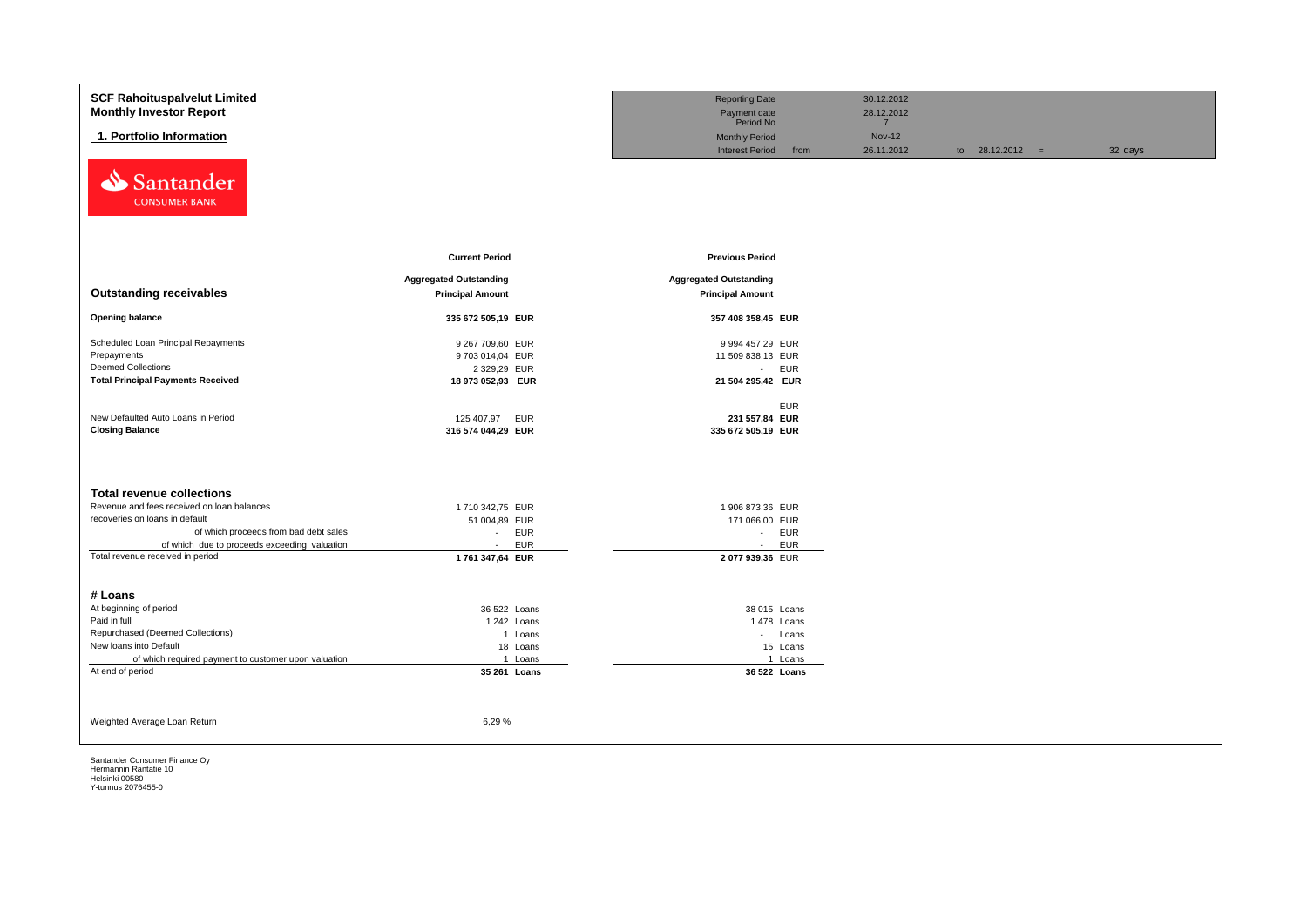**SCF Rahoituspalvelut Limited**
**Monthly Investor Report**

## 1. Portfolio Information

| | | | | |
|---|---|---|---|---|
| Reporting Date | | 30.12.2012 | | |
| Payment date | | 28.12.2012 | | |
| Period No | | 7 | | |
| Monthly Period | | Nov-12 | | |
| Interest Period | from | 26.11.2012 | to 28.12.2012 = | 32 days |

| Outstanding receivables | Current Period Aggregated Outstanding Principal Amount | | Previous Period Aggregated Outstanding Principal Amount | |
|---|---|---|---|---|
| **Opening balance** | **335 672 505,19** | **EUR** | **357 408 358,45** | **EUR** |
| Scheduled Loan Principal Repayments | 9 267 709,60 | EUR | 9 994 457,29 | EUR |
| Prepayments | 9 703 014,04 | EUR | 11 509 838,13 | EUR |
| Deemed Collections | 2 329,29 | EUR | - | EUR |
| **Total Principal Payments Received** | **18 973 052,93** | **EUR** | **21 504 295,42** | **EUR** |
| | | | | EUR |
| New Defaulted Auto Loans in Period | 125 407,97 | EUR | **231 557,84** | **EUR** |
| **Closing Balance** | **316 574 044,29** | **EUR** | **335 672 505,19** | **EUR** |

| Total revenue collections | Current Period | | Previous Period | |
|---|---|---|---|---|
| Revenue and fees received on loan balances | 1 710 342,75 | EUR | 1 906 873,36 | EUR |
| recoveries on loans in default | 51 004,89 | EUR | 171 066,00 | EUR |
| of which proceeds from bad debt sales | - | EUR | - | EUR |
| of which due to proceeds exceeding valuation | - | EUR | - | EUR |
| Total revenue received in period | **1 761 347,64** | **EUR** | **2 077 939,36** | EUR |

| # Loans | Current Period | | Previous Period | |
|---|---|---|---|---|
| At beginning of period | 36 522 | Loans | 38 015 | Loans |
| Paid in full | 1 242 | Loans | 1 478 | Loans |
| Repurchased (Deemed Collections) | 1 | Loans | - | Loans |
| New loans into Default | 18 | Loans | 15 | Loans |
| of which required payment to customer upon valuation | 1 | Loans | 1 | Loans |
| At end of period | **35 261** | **Loans** | **36 522** | **Loans** |

Weighted Average Loan Return 6,29 %

Santander Consumer Finance Oy
Hermannin Rantatie 10
Helsinki 00580
Y-tunnus 2076455-0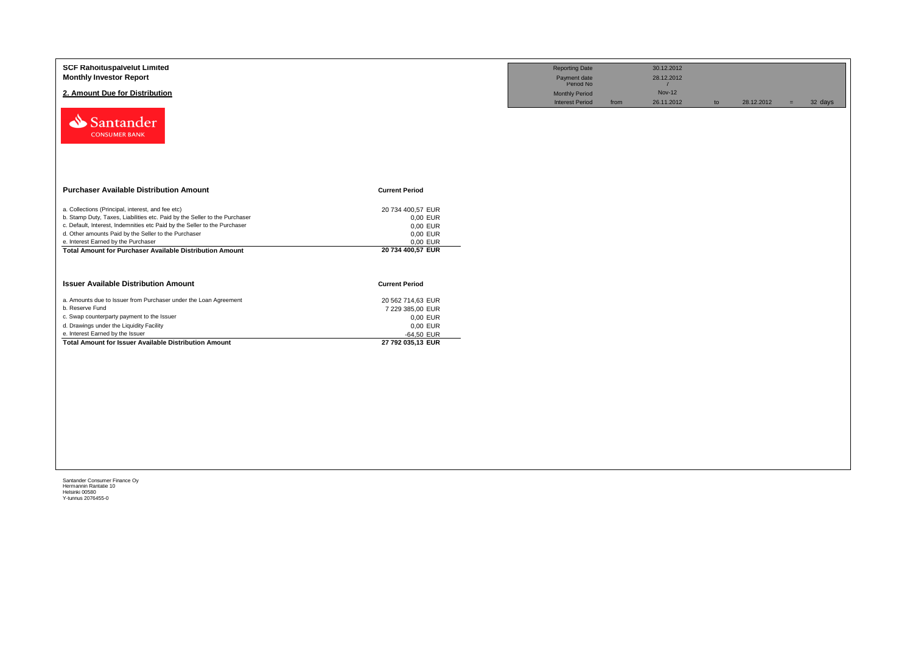**SCF Rahoituspalvelut Limited**
**Monthly Investor Report**

## 2. Amount Due for Distribution

| | | | | | | |
|---|---|---|---|---|---|---|
| Reporting Date | | 30.12.2012 | | | | |
| Payment date | | 28.12.2012 | | | | |
| Period No | | 7 | | | | |
| Monthly Period | | Nov-12 | | | | |
| Interest Period | from | 26.11.2012 | to | 28.12.2012 | = | 32 days |

| Purchaser Available Distribution Amount | Current Period |
|---|---|
| a. Collections (Principal, interest, and fee etc) | 20 734 400,57 EUR |
| b. Stamp Duty, Taxes, Liabilities etc. Paid by the Seller to the Purchaser | 0,00 EUR |
| c. Default, Interest, Indemnities etc Paid by the Seller to the Purchaser | 0,00 EUR |
| d. Other amounts Paid by the Seller to the Purchaser | 0,00 EUR |
| e. Interest Earned by the Purchaser | 0,00 EUR |
| **Total Amount for Purchaser Available Distribution Amount** | **20 734 400,57 EUR** |

| Issuer Available Distribution Amount | Current Period |
|---|---|
| a. Amounts due to Issuer from Purchaser under the Loan Agreement | 20 562 714,63 EUR |
| b. Reserve Fund | 7 229 385,00 EUR |
| c. Swap counterparty payment to the Issuer | 0,00 EUR |
| d. Drawings under the Liquidity Facility | 0,00 EUR |
| e. Interest Earned by the Issuer | -64,50 EUR |
| **Total Amount for Issuer Available Distribution Amount** | **27 792 035,13 EUR** |

Santander Consumer Finance Oy
Hermannin Rantatie 10
Helsinki 00580
Y-tunnus 2076455-0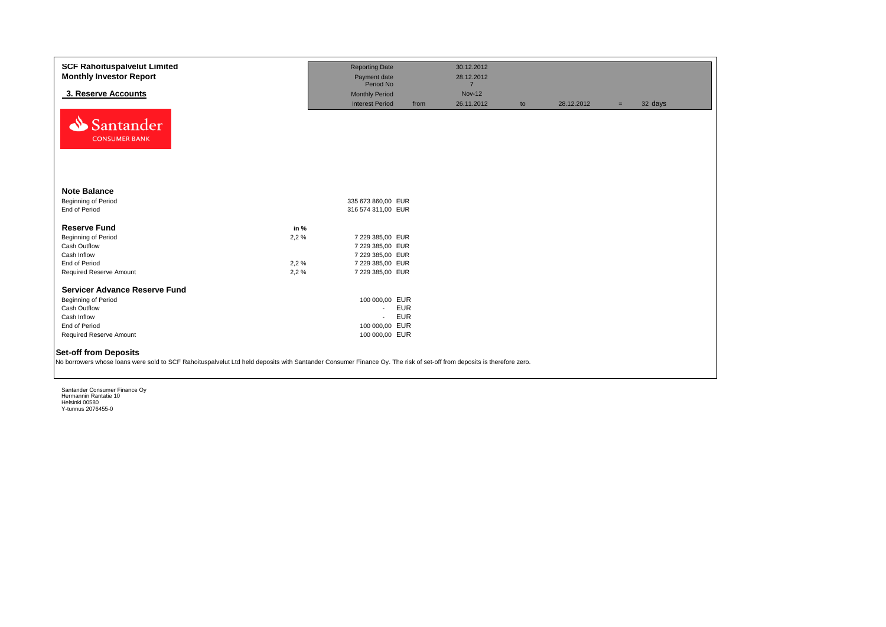**SCF Rahoituspalvelut Limited**
**Monthly Investor Report**

## 3. Reserve Accounts

| | | | | | | | |
|---|---|---|---|---|---|---|---|
| Reporting Date | | 30.12.2012 | | | | | |
| Payment date | | 28.12.2012 | | | | | |
| Period No | | 7 | | | | | |
| Monthly Period | | Nov-12 | | | | | |
| Interest Period | from | 26.11.2012 | to | 28.12.2012 | = | 32 | days |

Santander CONSUMER BANK

### Note Balance

| | | |
|---|---|---|
| Beginning of Period | 335 673 860,00 | EUR |
| End of Period | 316 574 311,00 | EUR |

### Reserve Fund

| | in % | | |
|---|---|---|---|
| Beginning of Period | 2,2 % | 7 229 385,00 | EUR |
| Cash Outflow | | 7 229 385,00 | EUR |
| Cash Inflow | | 7 229 385,00 | EUR |
| End of Period | 2,2 % | 7 229 385,00 | EUR |
| Required Reserve Amount | 2,2 % | 7 229 385,00 | EUR |

### Servicer Advance Reserve Fund

| | | |
|---|---|---|
| Beginning of Period | 100 000,00 | EUR |
| Cash Outflow | - | EUR |
| Cash Inflow | - | EUR |
| End of Period | 100 000,00 | EUR |
| Required Reserve Amount | 100 000,00 | EUR |

### Set-off from Deposits

No borrowers whose loans were sold to SCF Rahoituspalvelut Ltd held deposits with Santander Consumer Finance Oy. The risk of set-off from deposits is therefore zero.

Santander Consumer Finance Oy
Hermannin Rantatie 10
Helsinki 00580
Y-tunnus 2076455-0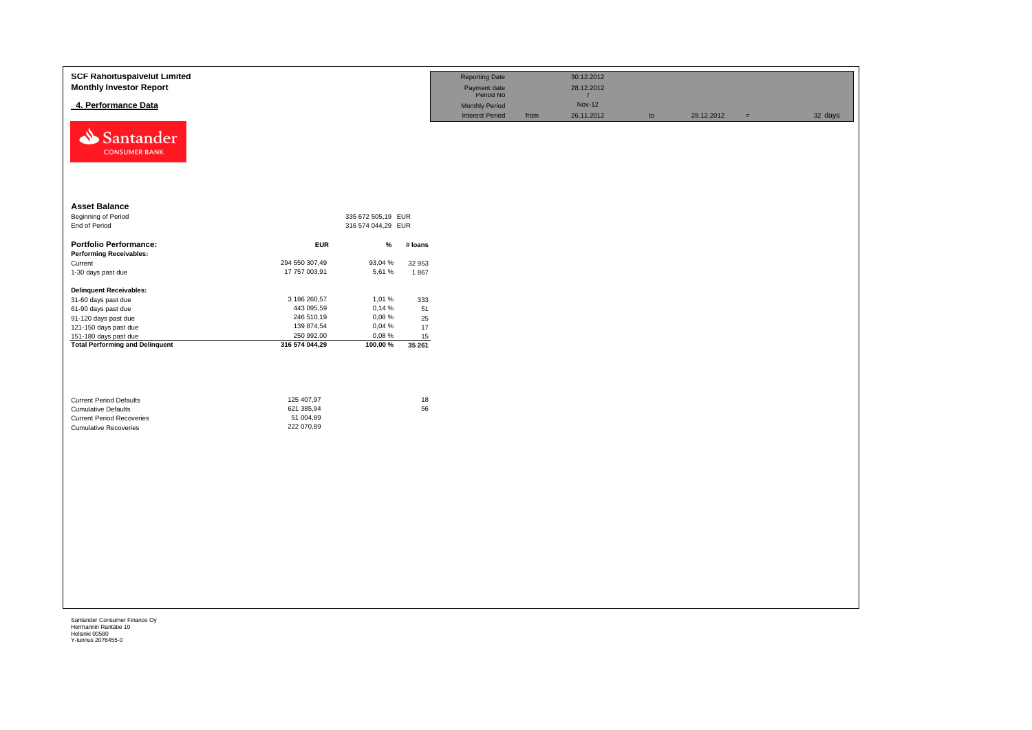**SCF Rahoituspalvelut Limited**
**Monthly Investor Report**

## 4. Performance Data

| | | | | | | |
|---|---|---|---|---|---|---|
| Reporting Date | | 30.12.2012 | | | | |
| Payment date | | 28.12.2012 | | | | |
| Period No | | / | | | | |
| Monthly Period | | Nov-12 | | | | |
| Interest Period | from | 26.11.2012 | to | 28.12.2012 | = | 32 days |

### Asset Balance

| | | |
|---|---|---|
| Beginning of Period | 335 672 505,19 | EUR |
| End of Period | 316 574 044,29 | EUR |

| **Portfolio Performance:** | **EUR** | **%** | **# loans** |
|---|---|---|---|
| **Performing Receivables:** | | | |
| Current | 294 550 307,49 | 93,04 % | 32 953 |
| 1-30 days past due | 17 757 003,91 | 5,61 % | 1 867 |
| **Delinquent Receivables:** | | | |
| 31-60 days past due | 3 186 260,57 | 1,01 % | 333 |
| 61-90 days past due | 443 095,59 | 0,14 % | 51 |
| 91-120 days past due | 246 510,19 | 0,08 % | 25 |
| 121-150 days past due | 139 874,54 | 0,04 % | 17 |
| 151-180 days past due | 250 992,00 | 0,08 % | 15 |
| **Total Performing and Delinquent** | **316 574 044,29** | **100,00 %** | **35 261** |

| | | |
|---|---|---|
| Current Period Defaults | 125 407,97 | 18 |
| Cumulative Defaults | 621 385,94 | 56 |
| Current Period Recoveries | 51 004,89 | |
| Cumulative Recoveries | 222 070,89 | |

Santander Consumer Finance Oy
Hermannin Rantatie 10
Helsinki 00580
Y-tunnus 2076455-0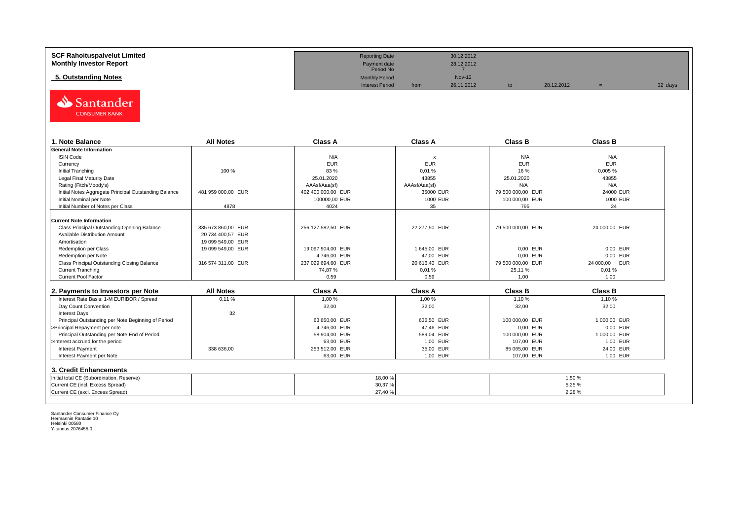**SCF Rahoituspalvelut Limited**
**Monthly Investor Report**

**5. Outstanding Notes**

| | | | | | | |
|---|---|---|---|---|---|---|
| Reporting Date | | 30.12.2012 | | | | |
| Payment date | | 28.12.2012 | | | | |
| Period No | | 7 | | | | |
| Monthly Period | | Nov-12 | | | | |
| Interest Period | from | 26.11.2012 | to | 28.12.2012 | = | 32 days |

## 1. Note Balance

| 1. Note Balance | All Notes | Class A | Class A | Class B | Class B |
|---|---|---|---|---|---|
| **General Note Information** | | | | | |
| ISIN Code | | N/A | x | N/A | N/A |
| Currency | | EUR | EUR | EUR | EUR |
| Initial Tranching | 100 % | 83 % | 0,01 % | 16 % | 0,005 % |
| Legal Final Maturity Date | | 25.01.2020 | 43855 | 25.01.2020 | 43855 |
| Rating (Fitch/Moody's) | | AAAsf/Aaa(sf) | AAAsf/Aaa(sf) | N/A | N/A |
| Initial Notes Aggregate Principal Outstanding Balance | 481 959 000,00 EUR | 402 400 000,00 EUR | 35000 EUR | 79 500 000,00 EUR | 24000 EUR |
| Initial Nominal per Note | | 100000,00 EUR | 1000 EUR | 100 000,00 EUR | 1000 EUR |
| Initial Number of Notes per Class | 4878 | 4024 | 35 | 795 | 24 |
| **Current Note Information** | | | | | |
| Class Principal Outstanding Opening Balance | 335 673 860,00 EUR | 256 127 582,50 EUR | 22 277,50 EUR | 79 500 000,00 EUR | 24 000,00 EUR |
| Available Distribution Amount | 20 734 400,57 EUR | | | | |
| Amortisation | 19 099 549,00 EUR | | | | |
| Redemption per Class | 19 099 549,00 EUR | 19 097 904,00 EUR | 1 645,00 EUR | 0,00 EUR | 0,00 EUR |
| Redemption per Note | | 4 746,00 EUR | 47,00 EUR | 0,00 EUR | 0,00 EUR |
| Class Principal Outstanding Closing Balance | 316 574 311,00 EUR | 237 029 694,60 EUR | 20 616,40 EUR | 79 500 000,00 EUR | 24 000,00 EUR |
| Current Tranching | | 74,87 % | 0,01 % | 25,11 % | 0,01 % |
| Current Pool Factor | | 0,59 | 0,59 | 1,00 | 1,00 |

## 2. Payments to Investors per Note

| 2. Payments to Investors per Note | All Notes | Class A | Class A | Class B | Class B |
|---|---|---|---|---|---|
| Interest Rate Basis: 1-M EURIBOR / Spread | 0,11 % | 1,00 % | 1,00 % | 1,10 % | 1,10 % |
| Day Count Convention | | 32,00 | 32,00 | 32,00 | 32,00 |
| Interest Days | 32 | | | | |
| Principal Outstanding per Note Beginning of Period | | 63 650,00 EUR | 636,50 EUR | 100 000,00 EUR | 1 000,00 EUR |
| >Principal Repayment per note | | 4 746,00 EUR | 47,46 EUR | 0,00 EUR | 0,00 EUR |
| Principal Outstanding per Note End of Period | | 58 904,00 EUR | 589,04 EUR | 100 000,00 EUR | 1 000,00 EUR |
| >Interest accrued for the period | | 63,00 EUR | 1,00 EUR | 107,00 EUR | 1,00 EUR |
| Interest Payment | 338 636,00 | 253 512,00 EUR | 35,00 EUR | 85 065,00 EUR | 24,00 EUR |
| Interest Payment per Note | | 63,00 EUR | 1,00 EUR | 107,00 EUR | 1,00 EUR |

## 3. Credit Enhancements

| 3. Credit Enhancements | Class A | Class B |
|---|---|---|
| Initial total CE (Subordination, Reserve) | 18,00 % | 1,50 % |
| Current CE (incl. Excess Spread) | 30,37 % | 5,25 % |
| Current CE (excl. Excess Spread) | 27,40 % | 2,28 % |

Santander Consumer Finance Oy
Hermannin Rantatie 10
Helsinki 00580
Y-tunnus 2076455-0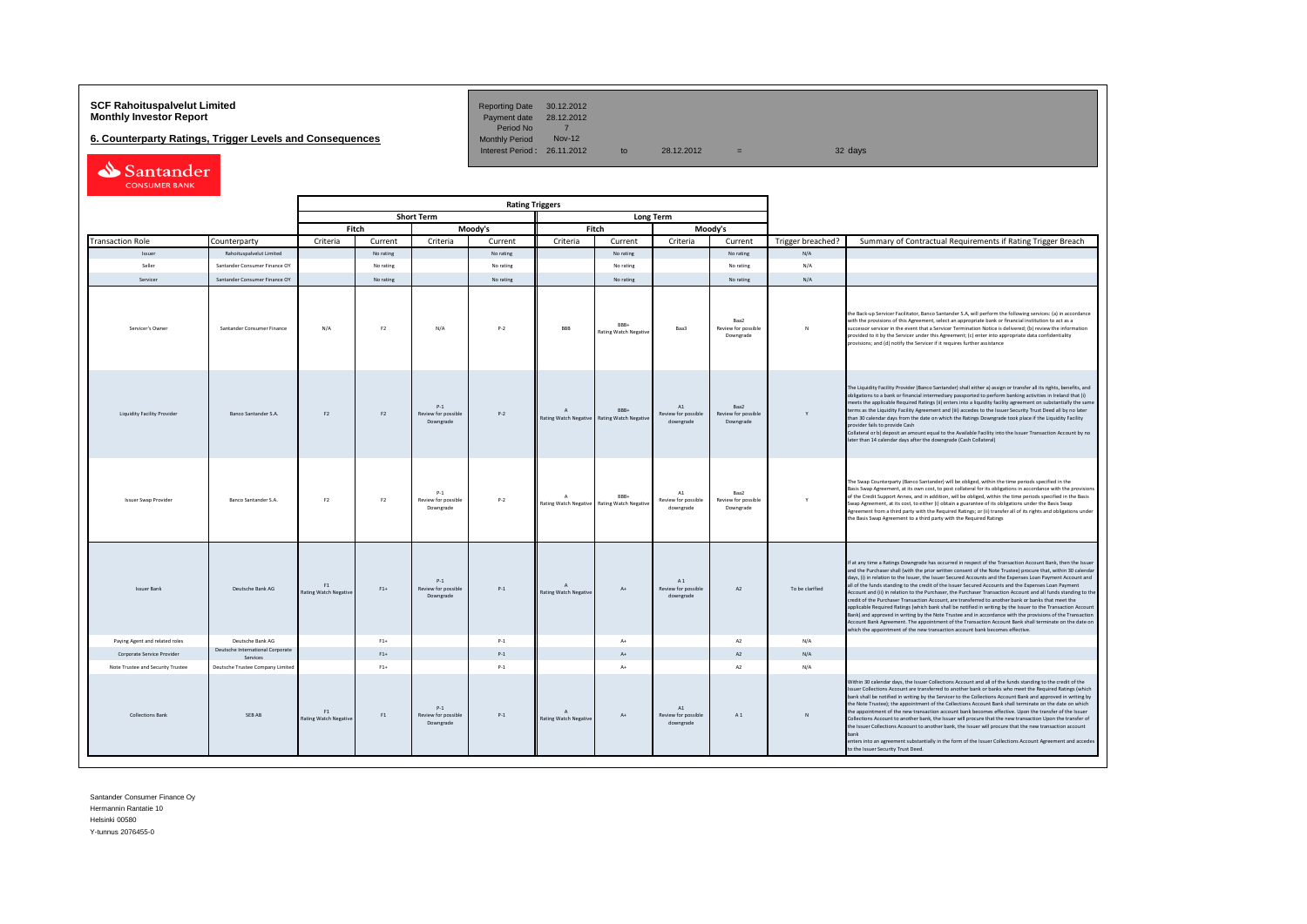**SCF Rahoituspalvelut Limited**
**Monthly Investor Report**

**6. Counterparty Ratings, Trigger Levels and Consequences**

| | | | | |
|---|---|---|---|---|
| Reporting Date | 30.12.2012 | | | |
| Payment date | 28.12.2012 | | | |
| Period No | 7 | | | |
| Monthly Period | Nov-12 | | | |
| Interest Period : | 26.11.2012 | to 28.12.2012 | = | 32 days |

| | | Rating Triggers | | | | | | | | | |
|---|---|---|---|---|---|---|---|---|---|---|---|
| | | Short Term | | | | Long Term | | | | | |
| | | Fitch | | Moody's | | Fitch | | Moody's | | | |
| Transaction Role | Counterparty | Criteria | Current | Criteria | Current | Criteria | Current | Criteria | Current | Trigger breached? | Summary of Contractual Requirements if Rating Trigger Breach |
| Issuer | Rahoituspalvelut Limited | | No rating | | No rating | | No rating | | No rating | N/A | |
| Seller | Santander Consumer Finance OY | | No rating | | No rating | | No rating | | No rating | N/A | |
| Servicer | Santander Consumer Finance OY | | No rating | | No rating | | No rating | | No rating | N/A | |
| Servicer's Owner | Santander Consumer Finance | N/A | F2 | N/A | P-2 | BBB | BBB+ Rating Watch Negative | Baa3 | Baa2 Review for possible Downgrade | N | the Back-up Servicer Facilitator, Banco Santander S.A, will perform the following services: (a) in accordance with the provisions of this Agreement, select an appropriate bank or financial institution to act as a successor servicer in the event that a Servicer Termination Notice is delivered; (b) review the information provided to it by the Servicer under this Agreement; (c) enter into appropriate data confidentiality provisions; and (d) notify the Servicer if it requires further assistance |
| Liquidity Facility Provider | Banco Santander S.A. | F2 | F2 | P-1 Review for possible Downgrade | P-2 | A Rating Watch Negative | BBB+ Rating Watch Negative | A1 Review for possible downgrade | Baa2 Review for possible Downgrade | Y | The Liquidity Facility Provider (Banco Santander) shall either a) assign or transfer all its rights, benefits, and obligations to a bank or financial intermediary passported to perform banking activities in Ireland that (i) meets the applicable Required Ratings (ii) enters into a liquidity facility agreement on substantially the same terms as the Liquidity Facility Agreement and (iii) accedes to the Issuer Security Trust Deed all by no later than 30 calendar days from the date on which the Ratings Downgrade took place if the Liquidity Facility provider fails to provide Cash Collateral or b) deposit an amount equal to the Available Facility into the Issuer Transaction Account by no later than 14 calendar days after the downgrade (Cash Collateral) |
| Issuer Swap Provider | Banco Santander S.A. | F2 | F2 | P-1 Review for possible Downgrade | P-2 | A Rating Watch Negative | BBB+ Rating Watch Negative | A1 Review for possible downgrade | Baa2 Review for possible Downgrade | Y | The Swap Counterparty (Banco Santander) will be obliged, within the time periods specified in the Basis Swap Agreement, at its own cost, to post collateral for its obligations in accordance with the provisions of the Credit Support Annex, and in addition, will be obliged, within the time periods specified in the Basis Swap Agreement, at its cost, to either (i) obtain a guarantee of its obligations under the Basis Swap Agreement from a third party with the Required Ratings; or (ii) transfer all of its rights and obligations under the Basis Swap Agreement to a third party with the Required Ratings |
| Issuer Bank | Deutsche Bank AG | F1 Rating Watch Negative | F1+ | P-1 Review for possible Downgrade | P-1 | A Rating Watch Negative | A+ | A 1 Review for possible downgrade | A2 | To be clarified | If at any time a Ratings Downgrade has occurred in respect of the Transaction Account Bank, then the Issuer and the Purchaser shall (with the prior written consent of the Note Trustee) procure that, within 30 calendar days, (i) in relation to the Issuer, the Issuer Secured Accounts and the Expenses Loan Payment Account and all of the funds standing to the credit of the Issuer Secured Accounts and the Expenses Loan Payment Account and (ii) in relation to the Purchaser, the Purchaser Transaction Account and all funds standing to the credit of the Purchaser Transaction Account, are transferred to another bank or banks that meet the applicable Required Ratings (which bank shall be notified in writing by the Issuer to the Transaction Account Bank) and approved in writing by the Note Trustee and in accordance with the provisions of the Transaction Account Bank Agreement. The appointment of the Transaction Account Bank shall terminate on the date on which the appointment of the new transaction account bank becomes effective. |
| Paying Agent and related roles | Deutsche Bank AG | | F1+ | | P-1 | | A+ | | A2 | N/A | |
| Corporate Service Provider | Deutsche International Corporate Services | | F1+ | | P-1 | | A+ | | A2 | N/A | |
| Note Trustee and Security Trustee | Deutsche Trustee Company Limited | | F1+ | | P-1 | | A+ | | A2 | N/A | |
| Collections Bank | SEB AB | F1 Rating Watch Negative | F1 | P-1 Review for possible Downgrade | P-1 | A Rating Watch Negative | A+ | A1 Review for possible downgrade | A 1 | N | Within 30 calendar days, the Issuer Collections Account and all of the funds standing to the credit of the Issuer Collections Account are transferred to another bank or banks who meet the Required Ratings (which bank shall be notified in writing by the Servicer to the Collections Account Bank and approved in writing by the Note Trustee); the appointment of the Collections Account Bank shall terminate on the date on which the appointment of the new transaction account bank becomes effective. Upon the transfer of the Issuer Collections Account to another bank, the Issuer will procure that the new transaction Upon the transfer of the Issuer Collections Account to another bank, the Issuer will procure that the new transaction account bank enters into an agreement substantially in the form of the Issuer Collections Account Agreement and accedes to the Issuer Security Trust Deed. |

Santander Consumer Finance Oy
Hermannin Rantatie 10
Helsinki 00580
Y-tunnus 2076455-0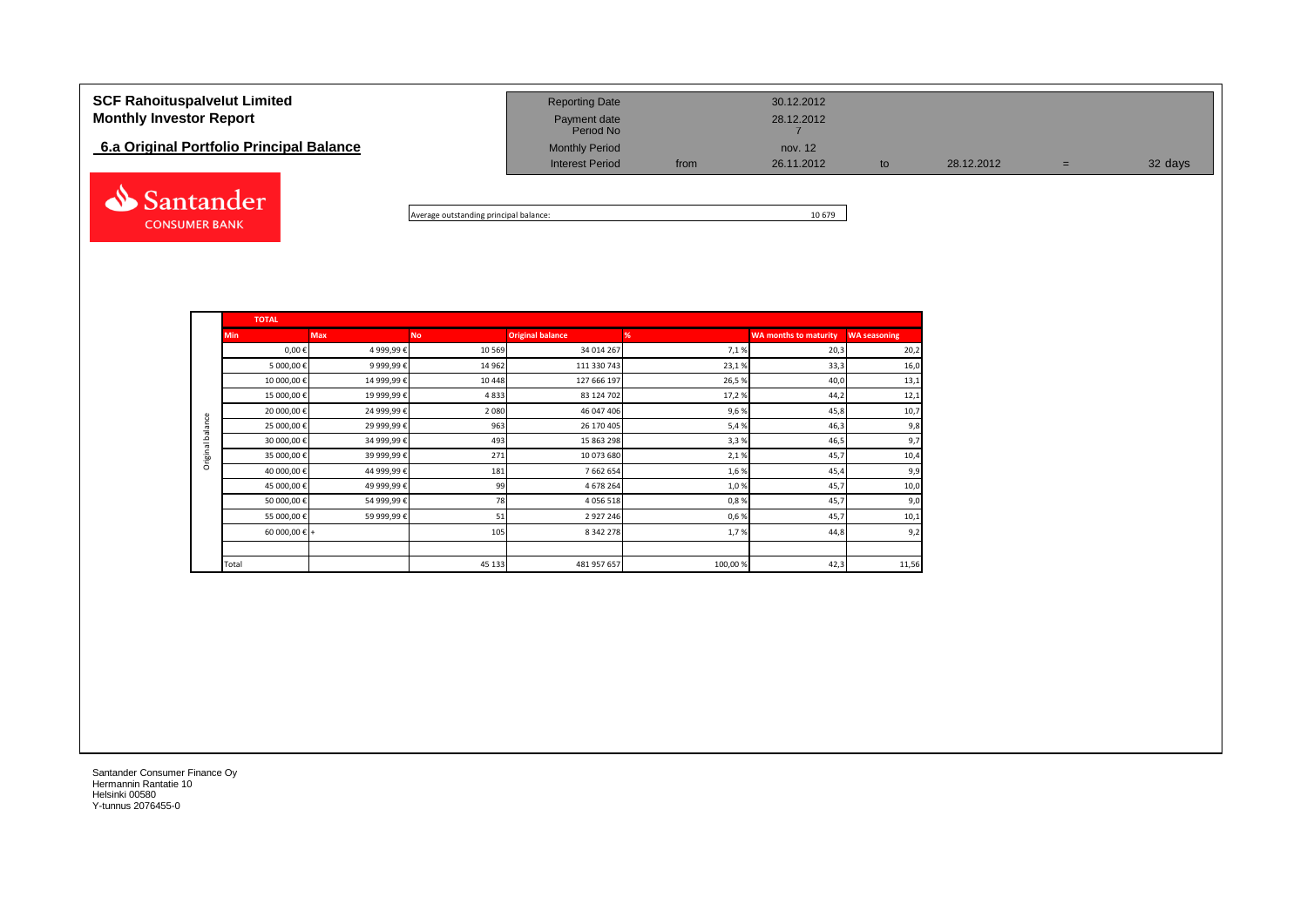**SCF Rahoituspalvelut Limited**
**Monthly Investor Report**

## 6.a Original Portfolio Principal Balance

| | | | | | | |
|---|---|---|---|---|---|---|
| Reporting Date | | 30.12.2012 | | | | |
| Payment date | | 28.12.2012 | | | | |
| Period No | | 7 | | | | |
| Monthly Period | | nov. 12 | | | | |
| Interest Period | from | 26.11.2012 | to | 28.12.2012 | = | 32 days |

Average outstanding principal balance: 10 679

| | TOTAL | | | | | | |
|---|---|---|---|---|---|---|---|
| | Min | Max | No | Original balance | % | WA months to maturity | WA seasoning |
| Original balance | 0,00 € | 4 999,99 € | 10 569 | 34 014 267 | 7,1 % | 20,3 | 20,2 |
| | 5 000,00 € | 9 999,99 € | 14 962 | 111 330 743 | 23,1 % | 33,3 | 16,0 |
| | 10 000,00 € | 14 999,99 € | 10 448 | 127 666 197 | 26,5 % | 40,0 | 13,1 |
| | 15 000,00 € | 19 999,99 € | 4 833 | 83 124 702 | 17,2 % | 44,2 | 12,1 |
| | 20 000,00 € | 24 999,99 € | 2 080 | 46 047 406 | 9,6 % | 45,8 | 10,7 |
| | 25 000,00 € | 29 999,99 € | 963 | 26 170 405 | 5,4 % | 46,3 | 9,8 |
| | 30 000,00 € | 34 999,99 € | 493 | 15 863 298 | 3,3 % | 46,5 | 9,7 |
| | 35 000,00 € | 39 999,99 € | 271 | 10 073 680 | 2,1 % | 45,7 | 10,4 |
| | 40 000,00 € | 44 999,99 € | 181 | 7 662 654 | 1,6 % | 45,4 | 9,9 |
| | 45 000,00 € | 49 999,99 € | 99 | 4 678 264 | 1,0 % | 45,7 | 10,0 |
| | 50 000,00 € | 54 999,99 € | 78 | 4 056 518 | 0,8 % | 45,7 | 9,0 |
| | 55 000,00 € | 59 999,99 € | 51 | 2 927 246 | 0,6 % | 45,7 | 10,1 |
| | 60 000,00 € | + | 105 | 8 342 278 | 1,7 % | 44,8 | 9,2 |
| | | | | | | | |
| | Total | | 45 133 | 481 957 657 | 100,00 % | 42,3 | 11,56 |

Santander Consumer Finance Oy
Hermannin Rantatie 10
Helsinki 00580
Y-tunnus 2076455-0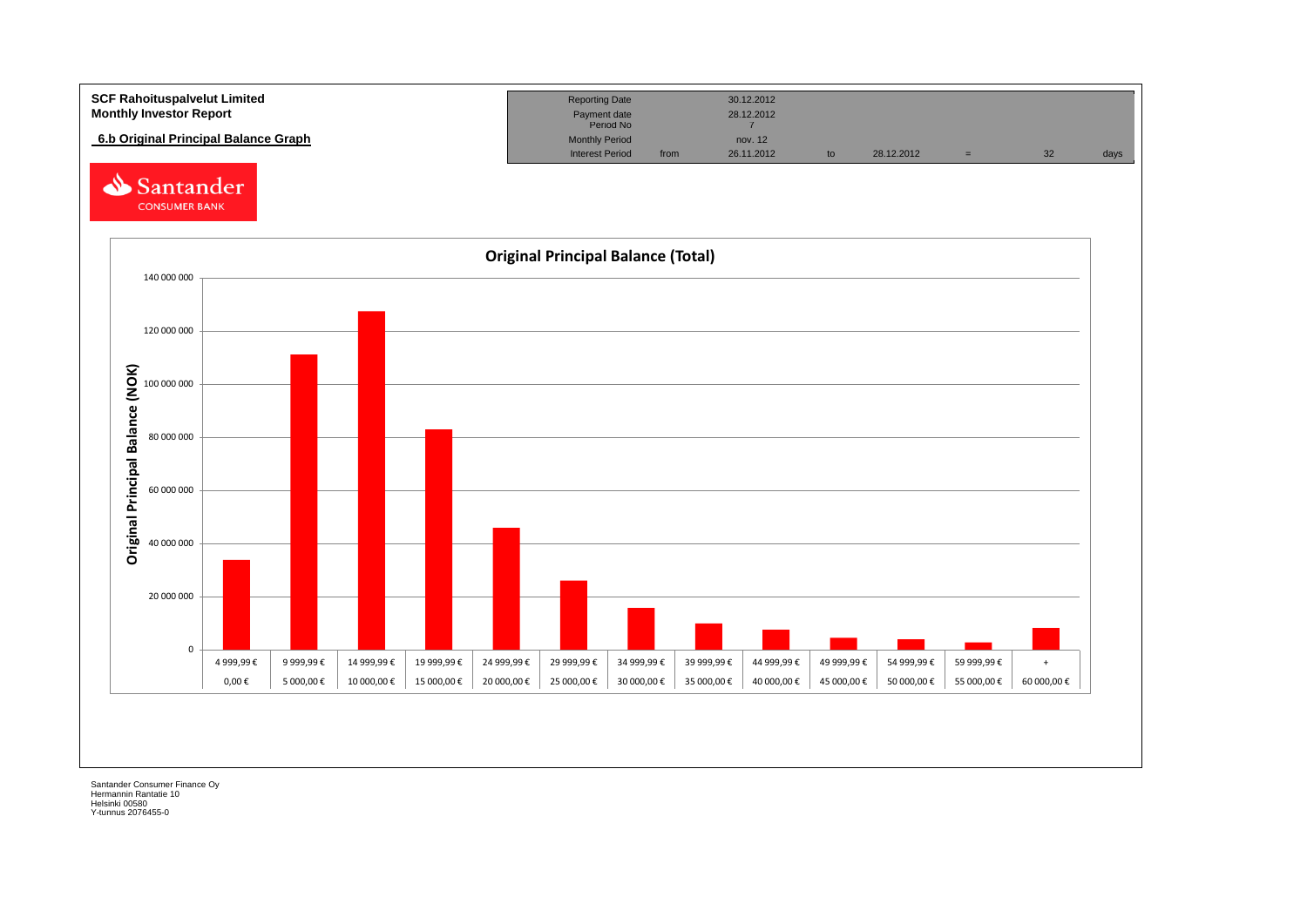**SCF Rahoituspalvelut Limited**
**Monthly Investor Report**

## 6.b Original Principal Balance Graph

| Reporting Date | | 30.12.2012 | | | | | |
|---|---|---|---|---|---|---|---|
| Payment date | | 28.12.2012 | | | | | |
| Period No | | 7 | | | | | |
| Monthly Period | | nov. 12 | | | | | |
| Interest Period | from | 26.11.2012 | to | 28.12.2012 | = | 32 | days |

Santander CONSUMER BANK

### Original Principal Balance (Total)

Original Principal Balance (NOK)

140 000 000
120 000 000
100 000 000
80 000 000
60 000 000
40 000 000
20 000 000
0

| 4 999,99 € | 9 999,99 € | 14 999,99 € | 19 999,99 € | 24 999,99 € | 29 999,99 € | 34 999,99 € | 39 999,99 € | 44 999,99 € | 49 999,99 € | 54 999,99 € | 59 999,99 € | + |
|---|---|---|---|---|---|---|---|---|---|---|---|---|
| 0,00 € | 5 000,00 € | 10 000,00 € | 15 000,00 € | 20 000,00 € | 25 000,00 € | 30 000,00 € | 35 000,00 € | 40 000,00 € | 45 000,00 € | 50 000,00 € | 55 000,00 € | 60 000,00 € |

Santander Consumer Finance Oy
Hermannin Rantatie 10
Helsinki 00580
Y-tunnus 2076455-0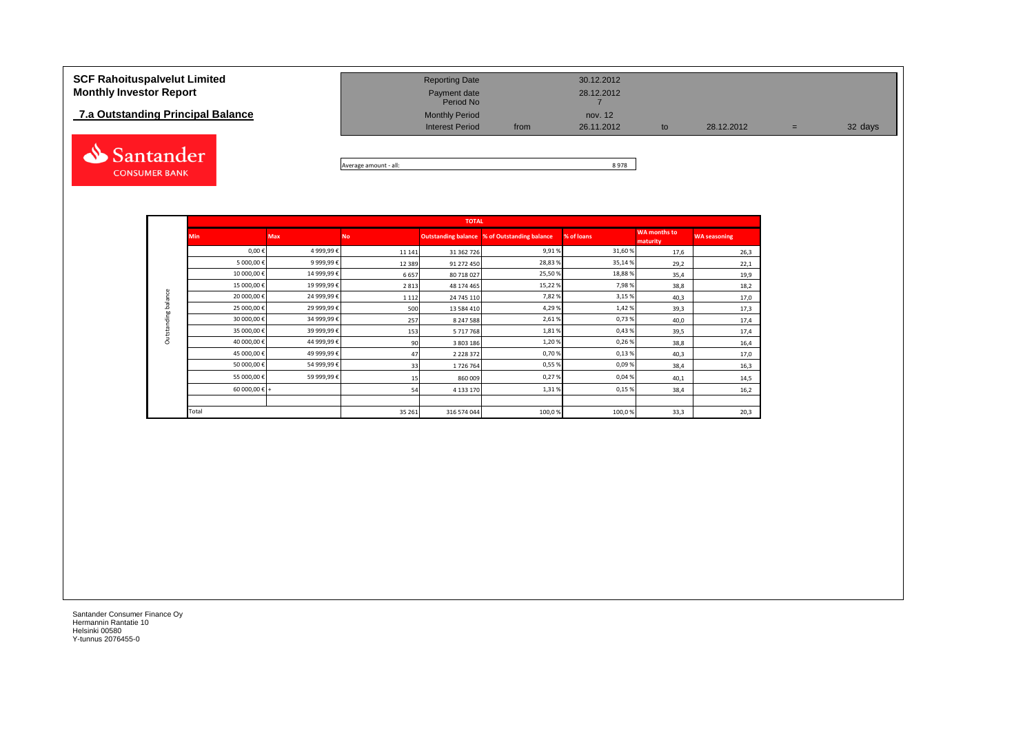# SCF Rahoituspalvelut Limited
## Monthly Investor Report

### 7.a Outstanding Principal Balance

| | | | | | |
|---|---|---|---|---|---|
| Reporting Date | | 30.12.2012 | | | |
| Payment date | | 28.12.2012 | | | |
| Period No | | 7 | | | |
| Monthly Period | | nov. 12 | | | |
| Interest Period | from | 26.11.2012 | to | 28.12.2012 | = 32 days |

Average amount - all: 8 978

| | TOTAL | | | | | | | |
|---|---|---|---|---|---|---|---|---|
| | Min | Max | No | Outstanding balance | % of Outstanding balance | % of loans | WA months to maturity | WA seasoning |
| Outstanding balance | 0,00 € | 4 999,99 € | 11 141 | 31 362 726 | 9,91 % | 31,60 % | 17,6 | 26,3 |
| | 5 000,00 € | 9 999,99 € | 12 389 | 91 272 450 | 28,83 % | 35,14 % | 29,2 | 22,1 |
| | 10 000,00 € | 14 999,99 € | 6 657 | 80 718 027 | 25,50 % | 18,88 % | 35,4 | 19,9 |
| | 15 000,00 € | 19 999,99 € | 2 813 | 48 174 465 | 15,22 % | 7,98 % | 38,8 | 18,2 |
| | 20 000,00 € | 24 999,99 € | 1 112 | 24 745 110 | 7,82 % | 3,15 % | 40,3 | 17,0 |
| | 25 000,00 € | 29 999,99 € | 500 | 13 584 410 | 4,29 % | 1,42 % | 39,3 | 17,3 |
| | 30 000,00 € | 34 999,99 € | 257 | 8 247 588 | 2,61 % | 0,73 % | 40,0 | 17,4 |
| | 35 000,00 € | 39 999,99 € | 153 | 5 717 768 | 1,81 % | 0,43 % | 39,5 | 17,4 |
| | 40 000,00 € | 44 999,99 € | 90 | 3 803 186 | 1,20 % | 0,26 % | 38,8 | 16,4 |
| | 45 000,00 € | 49 999,99 € | 47 | 2 228 372 | 0,70 % | 0,13 % | 40,3 | 17,0 |
| | 50 000,00 € | 54 999,99 € | 33 | 1 726 764 | 0,55 % | 0,09 % | 38,4 | 16,3 |
| | 55 000,00 € | 59 999,99 € | 15 | 860 009 | 0,27 % | 0,04 % | 40,1 | 14,5 |
| | 60 000,00 € + | | 54 | 4 133 170 | 1,31 % | 0,15 % | 38,4 | 16,2 |
| | Total | | 35 261 | 316 574 044 | 100,0 % | 100,0 % | 33,3 | 20,3 |

Santander Consumer Finance Oy
Hermannin Rantatie 10
Helsinki 00580
Y-tunnus 2076455-0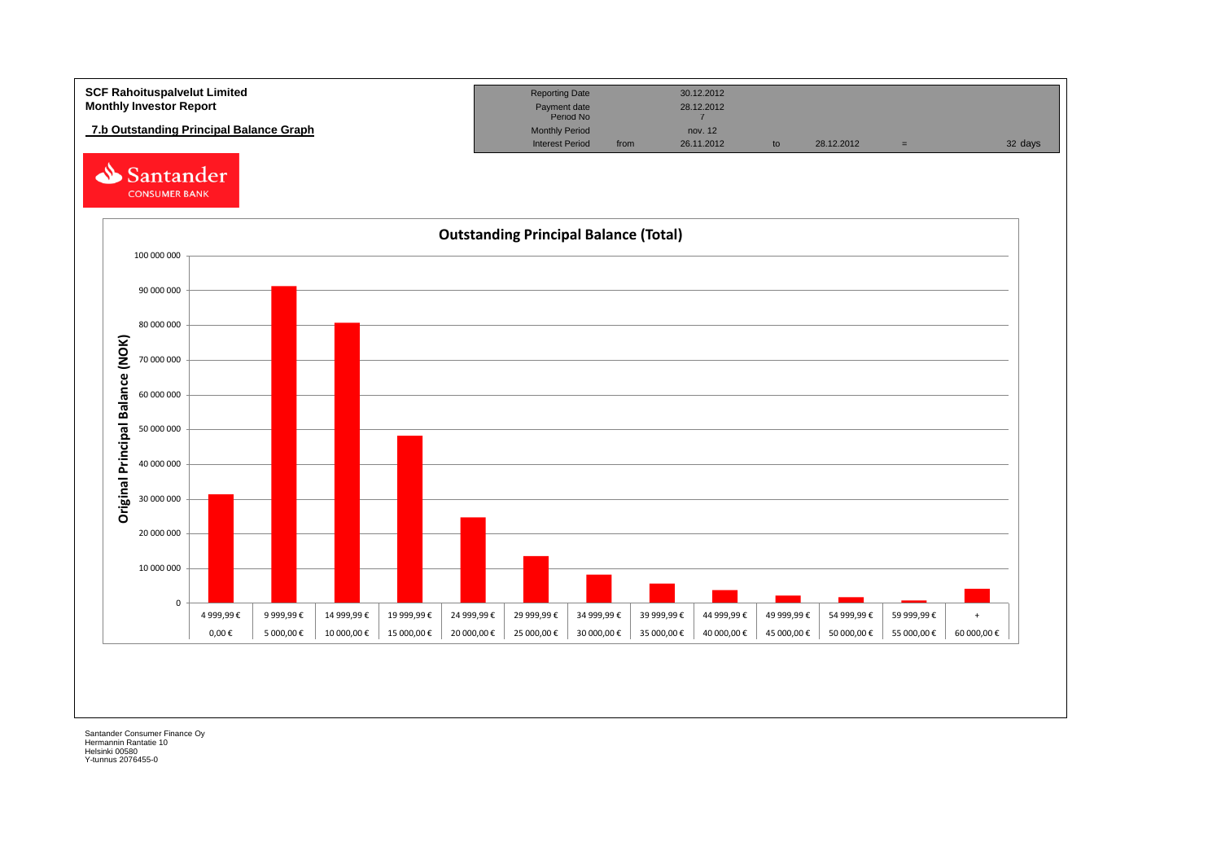**SCF Rahoituspalvelut Limited**
**Monthly Investor Report**

**7.b Outstanding Principal Balance Graph**

| | | | | | | |
|---|---|---|---|---|---|---|
| Reporting Date | | 30.12.2012 | | | | |
| Payment date | | 28.12.2012 | | | | |
| Period No | | 7 | | | | |
| Monthly Period | | nov. 12 | | | | |
| Interest Period | from | 26.11.2012 | to | 28.12.2012 | = | 32 days |

Santander CONSUMER BANK

**Outstanding Principal Balance (Total)**

Original Principal Balance (NOK)

| From | To |
|---|---|
| 0,00 € | 4 999,99 € |
| 5 000,00 € | 9 999,99 € |
| 10 000,00 € | 14 999,99 € |
| 15 000,00 € | 19 999,99 € |
| 20 000,00 € | 24 999,99 € |
| 25 000,00 € | 29 999,99 € |
| 30 000,00 € | 34 999,99 € |
| 35 000,00 € | 39 999,99 € |
| 40 000,00 € | 44 999,99 € |
| 45 000,00 € | 49 999,99 € |
| 50 000,00 € | 54 999,99 € |
| 55 000,00 € | 59 999,99 € |
| 60 000,00 € | + |

Santander Consumer Finance Oy
Hermannin Rantatie 10
Helsinki 00580
Y-tunnus 2076455-0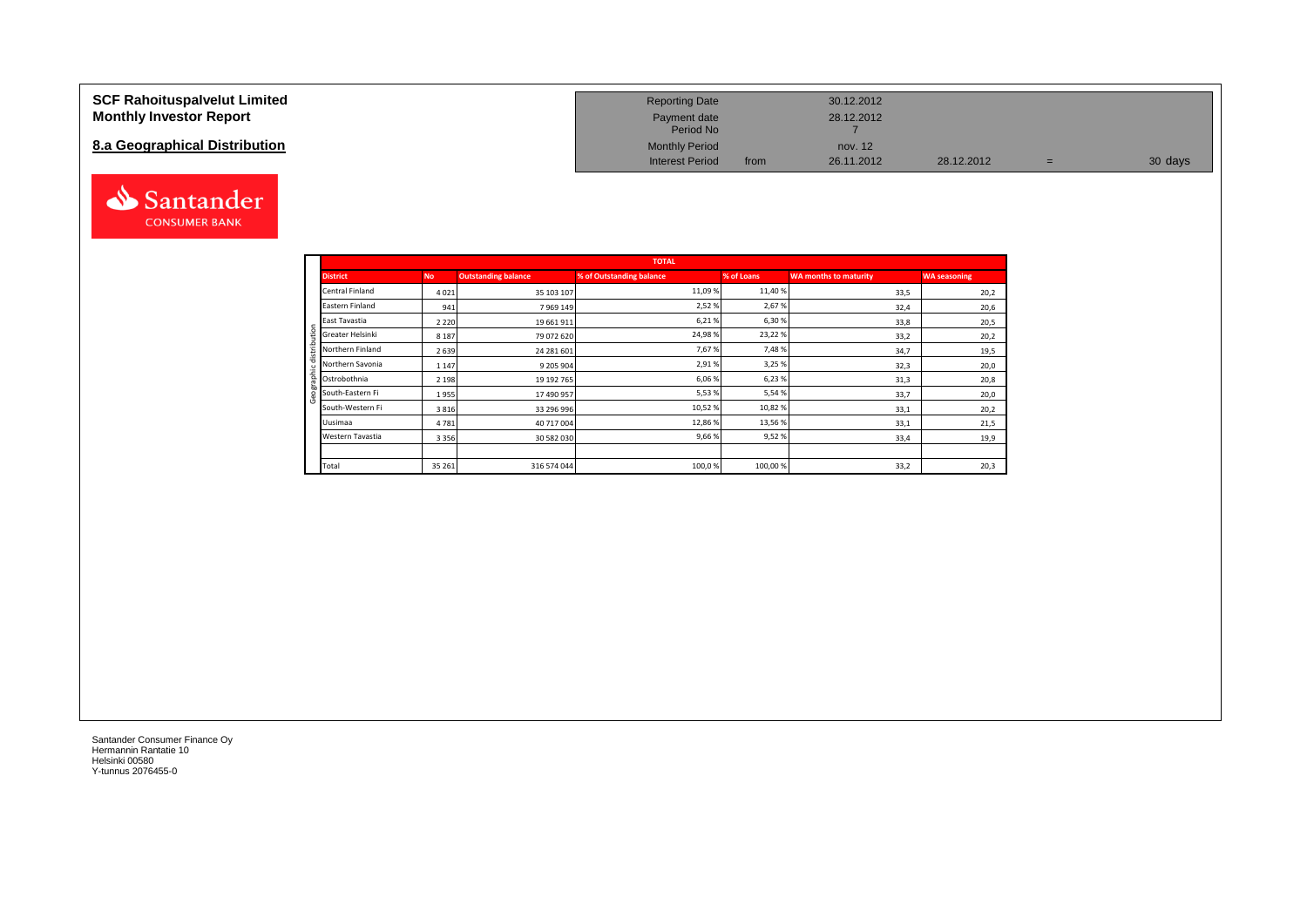# SCF Rahoituspalvelut Limited
# Monthly Investor Report

## 8.a Geographical Distribution

| | | | | | |
|---|---|---|---|---|---|
| Reporting Date | | 30.12.2012 | | | |
| Payment date | | 28.12.2012 | | | |
| Period No | | 7 | | | |
| Monthly Period | | nov. 12 | | | |
| Interest Period | from | 26.11.2012 | 28.12.2012 | = | 30 days |

| | TOTAL | | | | | |
|---|---|---|---|---|---|---|
| **District** | **No** | **Outstanding balance** | **% of Outstanding balance** | **% of Loans** | **WA months to maturity** | **WA seasoning** |
| Central Finland | 4 021 | 35 103 107 | 11,09 % | 11,40 % | 33,5 | 20,2 |
| Eastern Finland | 941 | 7 969 149 | 2,52 % | 2,67 % | 32,4 | 20,6 |
| East Tavastia | 2 220 | 19 661 911 | 6,21 % | 6,30 % | 33,8 | 20,5 |
| Greater Helsinki | 8 187 | 79 072 620 | 24,98 % | 23,22 % | 33,2 | 20,2 |
| Northern Finland | 2 639 | 24 281 601 | 7,67 % | 7,48 % | 34,7 | 19,5 |
| Northern Savonia | 1 147 | 9 205 904 | 2,91 % | 3,25 % | 32,3 | 20,0 |
| Ostrobothnia | 2 198 | 19 192 765 | 6,06 % | 6,23 % | 31,3 | 20,8 |
| South-Eastern Fi | 1 955 | 17 490 957 | 5,53 % | 5,54 % | 33,7 | 20,0 |
| South-Western Fi | 3 816 | 33 296 996 | 10,52 % | 10,82 % | 33,1 | 20,2 |
| Uusimaa | 4 781 | 40 717 004 | 12,86 % | 13,56 % | 33,1 | 21,5 |
| Western Tavastia | 3 356 | 30 582 030 | 9,66 % | 9,52 % | 33,4 | 19,9 |
| | | | | | | |
| Total | 35 261 | 316 574 044 | 100,0 % | 100,00 % | 33,2 | 20,3 |

Santander Consumer Finance Oy
Hermannin Rantatie 10
Helsinki 00580
Y-tunnus 2076455-0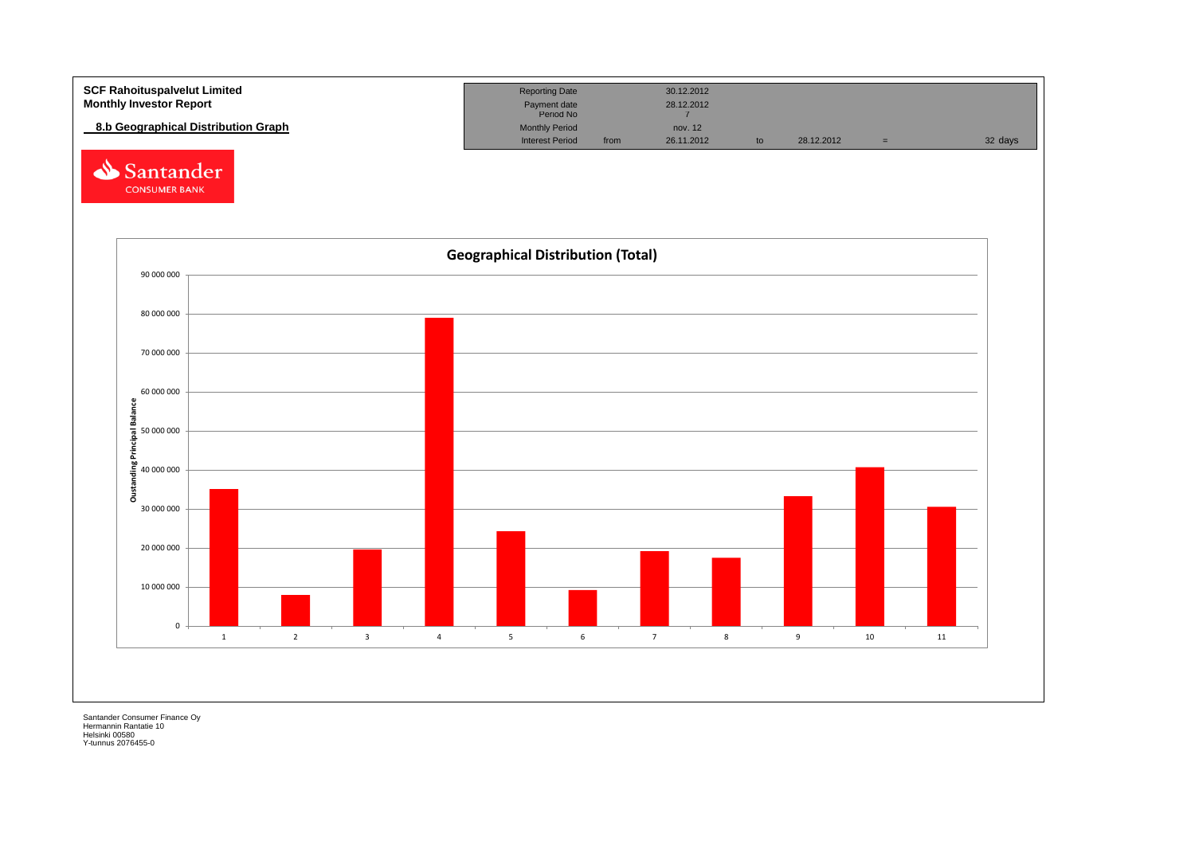**SCF Rahoituspalvelut Limited**
**Monthly Investor Report**

## 8.b Geographical Distribution Graph

| Reporting Date | | 30.12.2012 | | | | |
|---|---|---|---|---|---|---|
| Payment date | | 28.12.2012 | | | | |
| Period No | | 7 | | | | |
| Monthly Period | | nov. 12 | | | | |
| Interest Period | from | 26.11.2012 | to | 28.12.2012 | = | 32 days |

Santander CONSUMER BANK

**Geographical Distribution (Total)**

Oustanding Principal Balance

90 000 000
80 000 000
70 000 000
60 000 000
50 000 000
40 000 000
30 000 000
20 000 000
10 000 000
0

1 2 3 4 5 6 7 8 9 10 11

Santander Consumer Finance Oy
Hermannin Rantatie 10
Helsinki 00580
Y-tunnus 2076455-0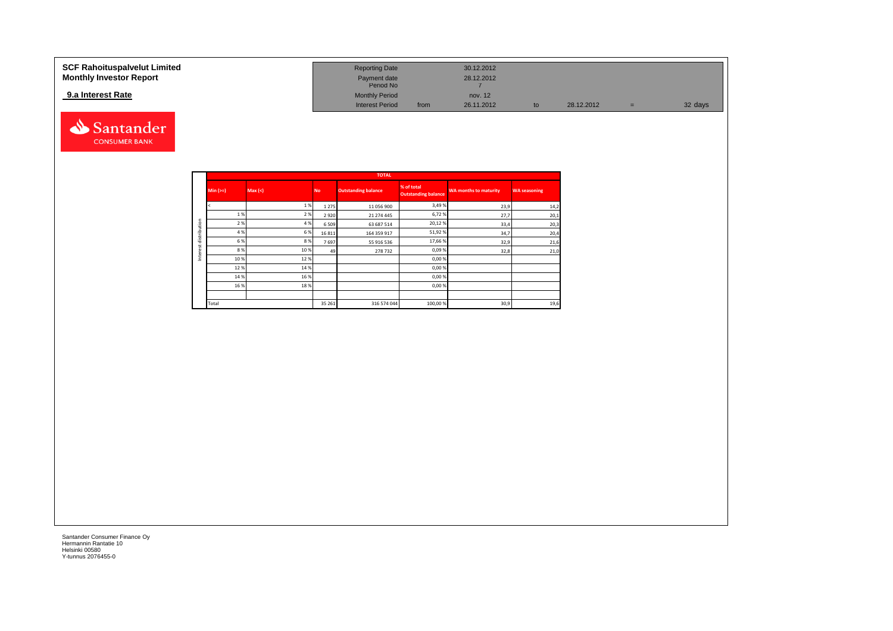**SCF Rahoituspalvelut Limited**
**Monthly Investor Report**

**9.a Interest Rate**

| | | | | | | |
|---|---|---|---|---|---|---|
| Reporting Date | | 30.12.2012 | | | | |
| Payment date | | 28.12.2012 | | | | |
| Period No | | 7 | | | | |
| Monthly Period | | nov. 12 | | | | |
| Interest Period | from | 26.11.2012 | to | 28.12.2012 | = | 32 days |

| | TOTAL | | | | | | |
|---|---|---|---|---|---|---|---|
| | Min (>=) | Max (<) | No | Outstanding balance | % of total Outstanding balance | WA months to maturity | WA seasoning |
| Interest distribution | < | 1 % | 1 275 | 11 056 900 | 3,49 % | 23,9 | 14,2 |
| | 1 % | 2 % | 2 920 | 21 274 445 | 6,72 % | 27,7 | 20,1 |
| | 2 % | 4 % | 6 509 | 63 687 514 | 20,12 % | 33,4 | 20,3 |
| | 4 % | 6 % | 16 811 | 164 359 917 | 51,92 % | 34,7 | 20,4 |
| | 6 % | 8 % | 7 697 | 55 916 536 | 17,66 % | 32,9 | 21,6 |
| | 8 % | 10 % | 49 | 278 732 | 0,09 % | 32,8 | 21,0 |
| | 10 % | 12 % | | | 0,00 % | | |
| | 12 % | 14 % | | | 0,00 % | | |
| | 14 % | 16 % | | | 0,00 % | | |
| | 16 % | 18 % | | | 0,00 % | | |
| | | | | | | | |
| | Total | | 35 261 | 316 574 044 | 100,00 % | 30,9 | 19,6 |

Santander Consumer Finance Oy
Hermannin Rantatie 10
Helsinki 00580
Y-tunnus 2076455-0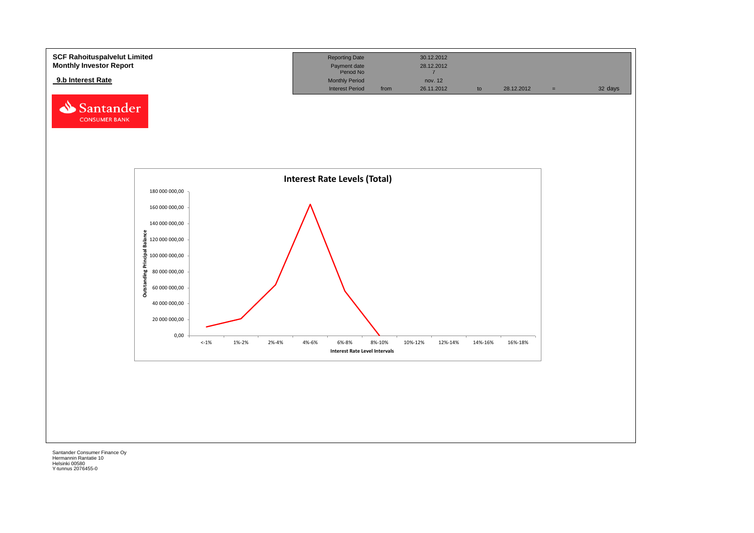**SCF Rahoituspalvelut Limited**
**Monthly Investor Report**

**9.b Interest Rate**

| Reporting Date | | 30.12.2012 | | | | |
|---|---|---|---|---|---|---|
| Payment date | | 28.12.2012 | | | | |
| Period No | | 7 | | | | |
| Monthly Period | | nov. 12 | | | | |
| Interest Period | from | 26.11.2012 | to | 28.12.2012 | = | 32 days |

Santander CONSUMER BANK

**Interest Rate Levels (Total)**

Outstanding Principal Balance

180 000 000,00
160 000 000,00
140 000 000,00
120 000 000,00
100 000 000,00
80 000 000,00
60 000 000,00
40 000 000,00
20 000 000,00
0,00

<-1% | 1%-2% | 2%-4% | 4%-6% | 6%-8% | 8%-10% | 10%-12% | 12%-14% | 14%-16% | 16%-18%

**Interest Rate Level Intervals**

Santander Consumer Finance Oy
Hermannin Rantatie 10
Helsinki 00580
Y-tunnus 2076455-0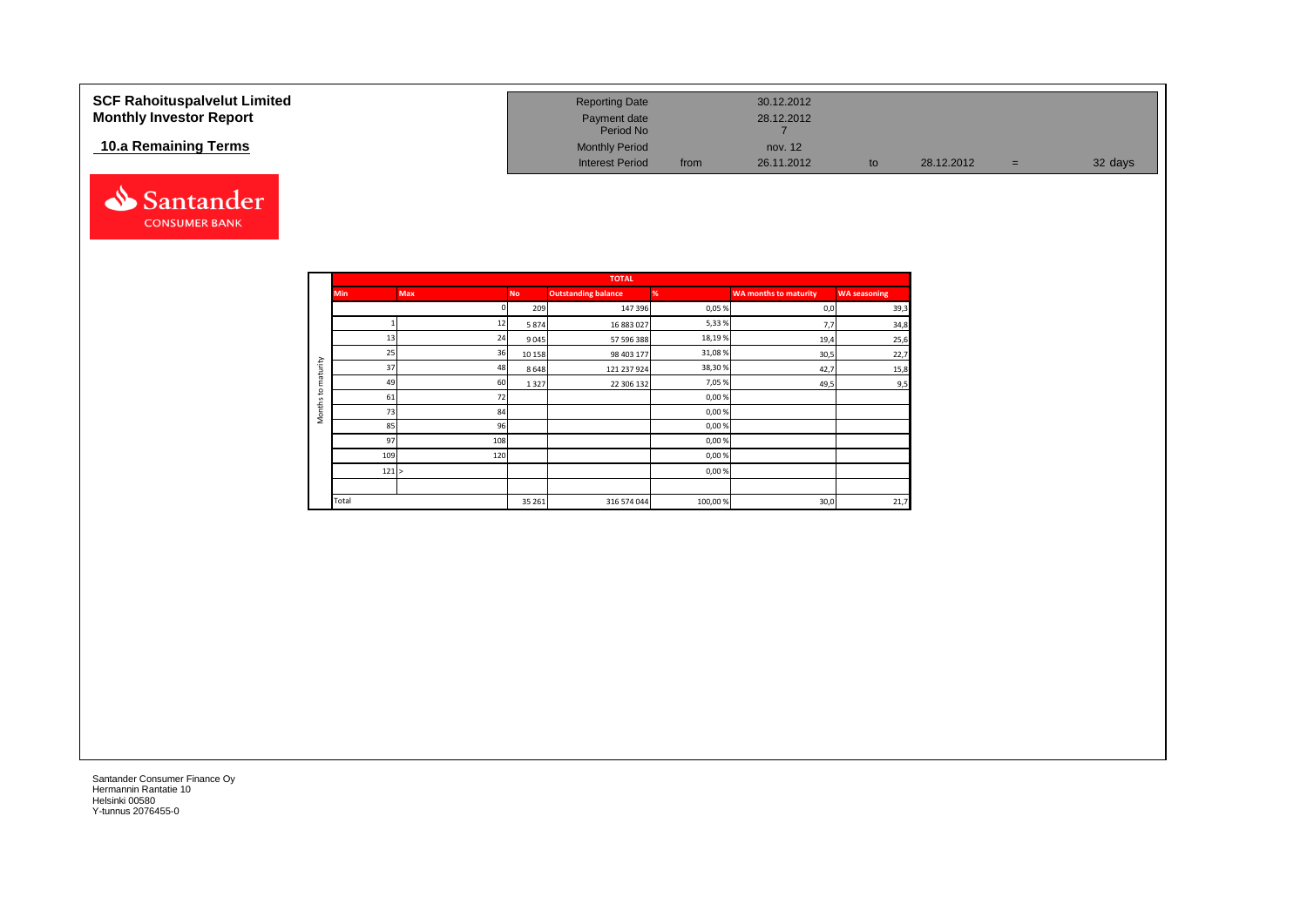# SCF Rahoituspalvelut Limited
## Monthly Investor Report

### 10.a Remaining Terms

| | | | | | |
|---|---|---|---|---|---|
| Reporting Date | | 30.12.2012 | | | |
| Payment date | | 28.12.2012 | | | |
| Period No | | 7 | | | |
| Monthly Period | | nov. 12 | | | |
| Interest Period | from | 26.11.2012 | to | 28.12.2012 = | 32 days |

Months to maturity

| TOTAL | | | | | | |
|---|---|---|---|---|---|---|
| Min | Max | No | Outstanding balance | % | WA months to maturity | WA seasoning |
| | 0 | 209 | 147 396 | 0,05 % | 0,0 | 39,3 |
| 1 | 12 | 5 874 | 16 883 027 | 5,33 % | 7,7 | 34,8 |
| 13 | 24 | 9 045 | 57 596 388 | 18,19 % | 19,4 | 25,6 |
| 25 | 36 | 10 158 | 98 403 177 | 31,08 % | 30,5 | 22,7 |
| 37 | 48 | 8 648 | 121 237 924 | 38,30 % | 42,7 | 15,8 |
| 49 | 60 | 1 327 | 22 306 132 | 7,05 % | 49,5 | 9,5 |
| 61 | 72 | | | 0,00 % | | |
| 73 | 84 | | | 0,00 % | | |
| 85 | 96 | | | 0,00 % | | |
| 97 | 108 | | | 0,00 % | | |
| 109 | 120 | | | 0,00 % | | |
| 121 | > | | | 0,00 % | | |
| | | | | | | |
| Total | | 35 261 | 316 574 044 | 100,00 % | 30,0 | 21,7 |

Santander Consumer Finance Oy
Hermannin Rantatie 10
Helsinki 00580
Y-tunnus 2076455-0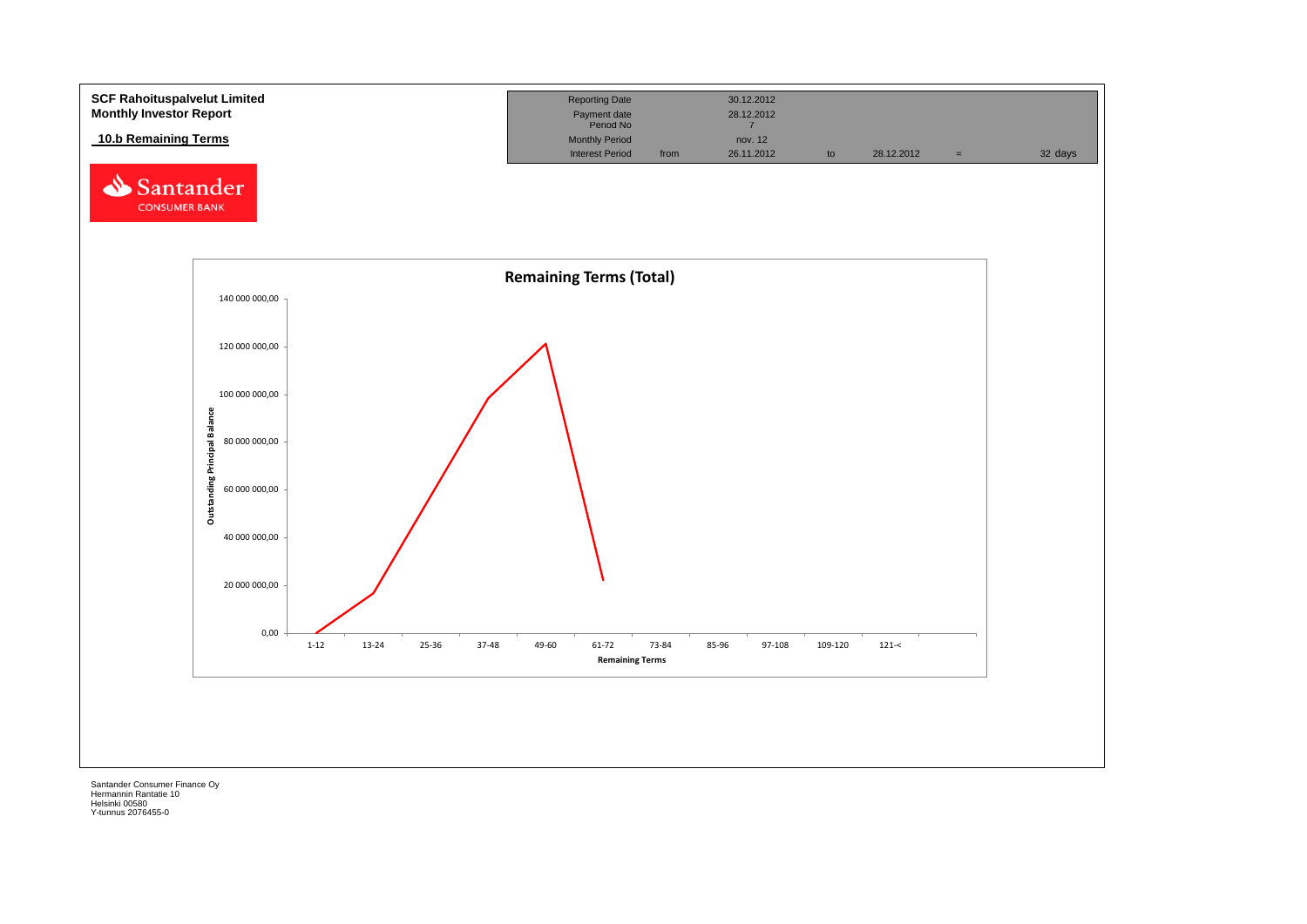**SCF Rahoituspalvelut Limited**
**Monthly Investor Report**

## 10.b Remaining Terms

| Reporting Date | | 30.12.2012 | | | | |
|---|---|---|---|---|---|---|
| Payment date | | 28.12.2012 | | | | |
| Period No | | 7 | | | | |
| Monthly Period | | nov. 12 | | | | |
| Interest Period | from | 26.11.2012 | to | 28.12.2012 | = | 32 days |

Santander CONSUMER BANK

**Remaining Terms (Total)**

Outstanding Principal Balance: 140 000 000,00; 120 000 000,00; 100 000 000,00; 80 000 000,00; 60 000 000,00; 40 000 000,00; 20 000 000,00; 0,00

Remaining Terms: 1-12; 13-24; 25-36; 37-48; 49-60; 61-72; 73-84; 85-96; 97-108; 109-120; 121-<

Santander Consumer Finance Oy
Hermannin Rantatie 10
Helsinki 00580
Y-tunnus 2076455-0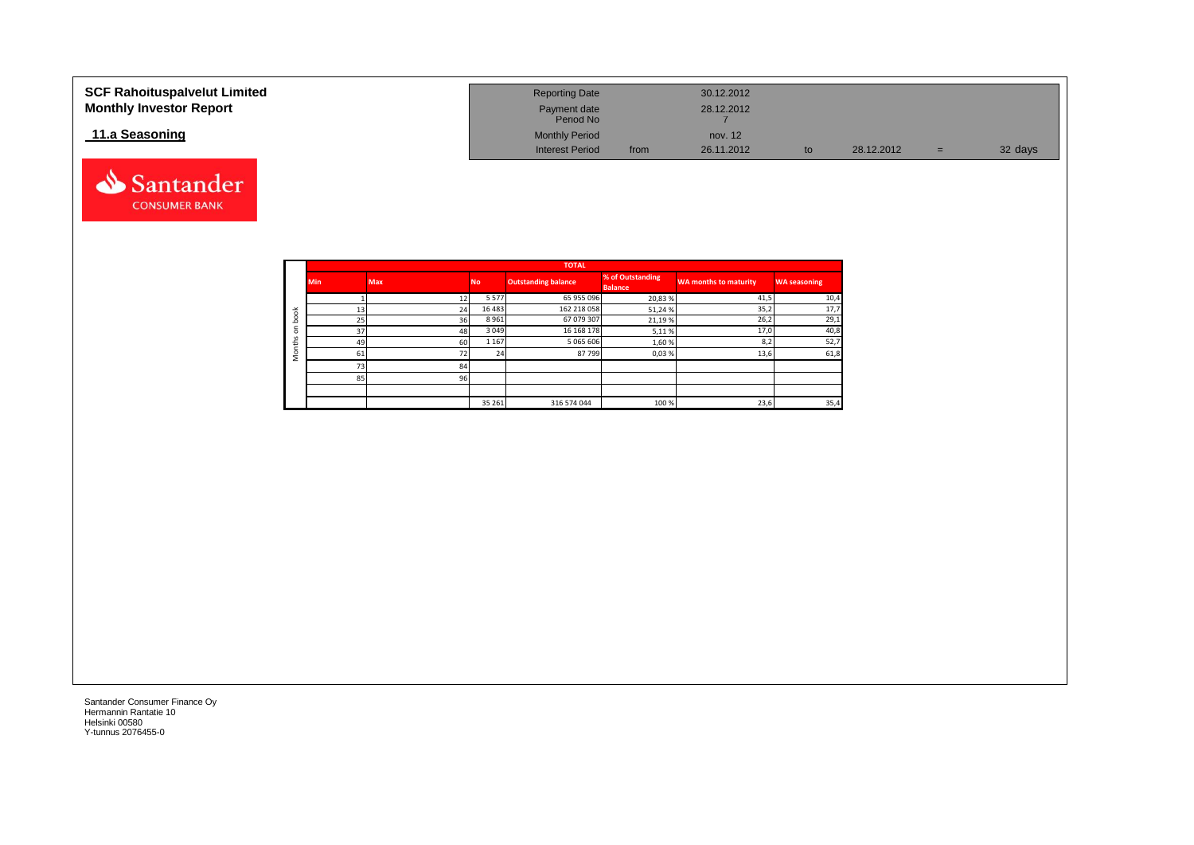# SCF Rahoituspalvelut Limited
# Monthly Investor Report

## 11.a Seasoning

| | | | | |
|---|---|---|---|---|
| Reporting Date | | 30.12.2012 | | |
| Payment date | | 28.12.2012 | | |
| Period No | | 7 | | |
| Monthly Period | | nov. 12 | | |
| Interest Period | from | 26.11.2012 | to | 28.12.2012 = 32 days |

| | TOTAL | | | | | | |
|---|---|---|---|---|---|---|---|
| | Min | Max | No | Outstanding balance | % of Outstanding Balance | WA months to maturity | WA seasoning |
| Months on book | 1 | 12 | 5 577 | 65 955 096 | 20,83 % | 41,5 | 10,4 |
| | 13 | 24 | 16 483 | 162 218 058 | 51,24 % | 35,2 | 17,7 |
| | 25 | 36 | 8 961 | 67 079 307 | 21,19 % | 26,2 | 29,1 |
| | 37 | 48 | 3 049 | 16 168 178 | 5,11 % | 17,0 | 40,8 |
| | 49 | 60 | 1 167 | 5 065 606 | 1,60 % | 8,2 | 52,7 |
| | 61 | 72 | 24 | 87 799 | 0,03 % | 13,6 | 61,8 |
| | 73 | 84 | | | | | |
| | 85 | 96 | | | | | |
| | | | | | | | |
| | | | 35 261 | 316 574 044 | 100 % | 23,6 | 35,4 |

Santander Consumer Finance Oy
Hermannin Rantatie 10
Helsinki 00580
Y-tunnus 2076455-0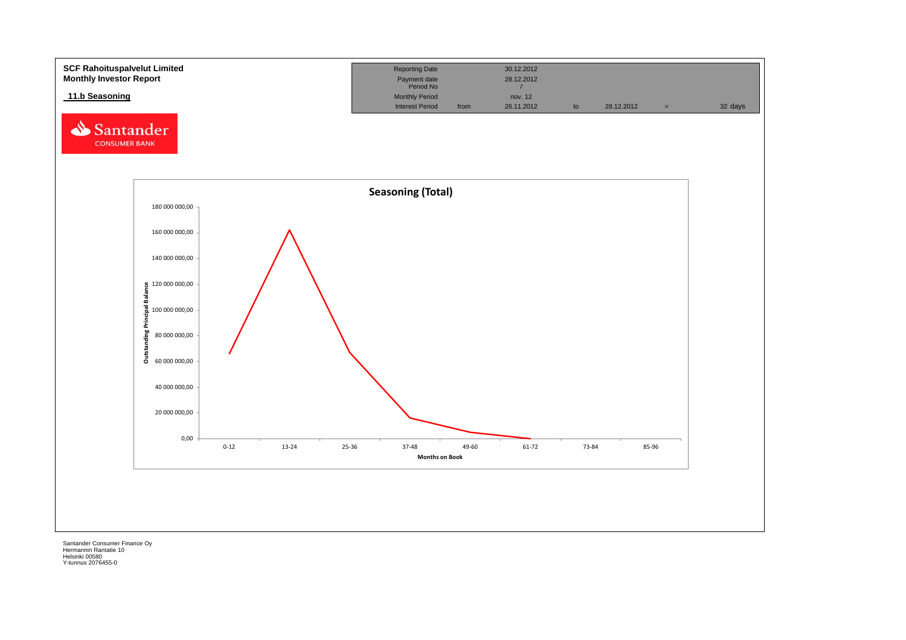**SCF Rahoituspalvelut Limited**
**Monthly Investor Report**

**11.b Seasoning**

| Reporting Date | | 30.12.2012 | | | | |
|---|---|---|---|---|---|---|
| Payment date | | 28.12.2012 | | | | |
| Period No | | 7 | | | | |
| Monthly Period | | nov. 12 | | | | |
| Interest Period | from | 26.11.2012 | to | 28.12.2012 | = | 32 days |

Santander CONSUMER BANK

**Seasoning (Total)**

Outstanding Principal Balance: 180 000 000,00; 160 000 000,00; 140 000 000,00; 120 000 000,00; 100 000 000,00; 80 000 000,00; 60 000 000,00; 40 000 000,00; 20 000 000,00; 0,00

Months on Book: 0-12; 13-24; 25-36; 37-48; 49-60; 61-72; 73-84; 85-96

Santander Consumer Finance Oy
Hermannin Rantatie 10
Helsinki 00580
Y-tunnus 2076455-0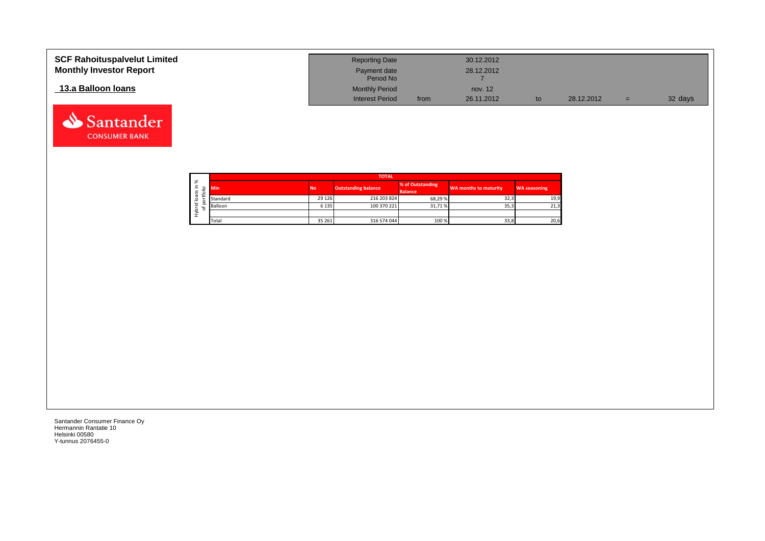**SCF Rahoituspalvelut Limited**
**Monthly Investor Report**

## 13.a Balloon loans

| | | | | | |
|---|---|---|---|---|---|
| Reporting Date | | 30.12.2012 | | | |
| Payment date | | 28.12.2012 | | | |
| Period No | | 7 | | | |
| Monthly Period | | nov. 12 | | | |
| Interest Period | from | 26.11.2012 | to | 28.12.2012 | = 32 days |

Santander CONSUMER BANK

| Hybrid loans in % of portfolio | TOTAL | | | | |
|---|---|---|---|---|---|
| Min | No | Outstanding balance | % of Outstanding Balance | WA months to maturity | WA seasoning |
| Standard | 29 126 | 216 203 824 | 68,29 % | 32,3 | 19,9 |
| Balloon | 6 135 | 100 370 221 | 31,71 % | 35,3 | 21,3 |
| | | | | | |
| Total | 35 261 | 316 574 044 | 100 % | 33,8 | 20,6 |

Santander Consumer Finance Oy
Hermannin Rantatie 10
Helsinki 00580
Y-tunnus 2076455-0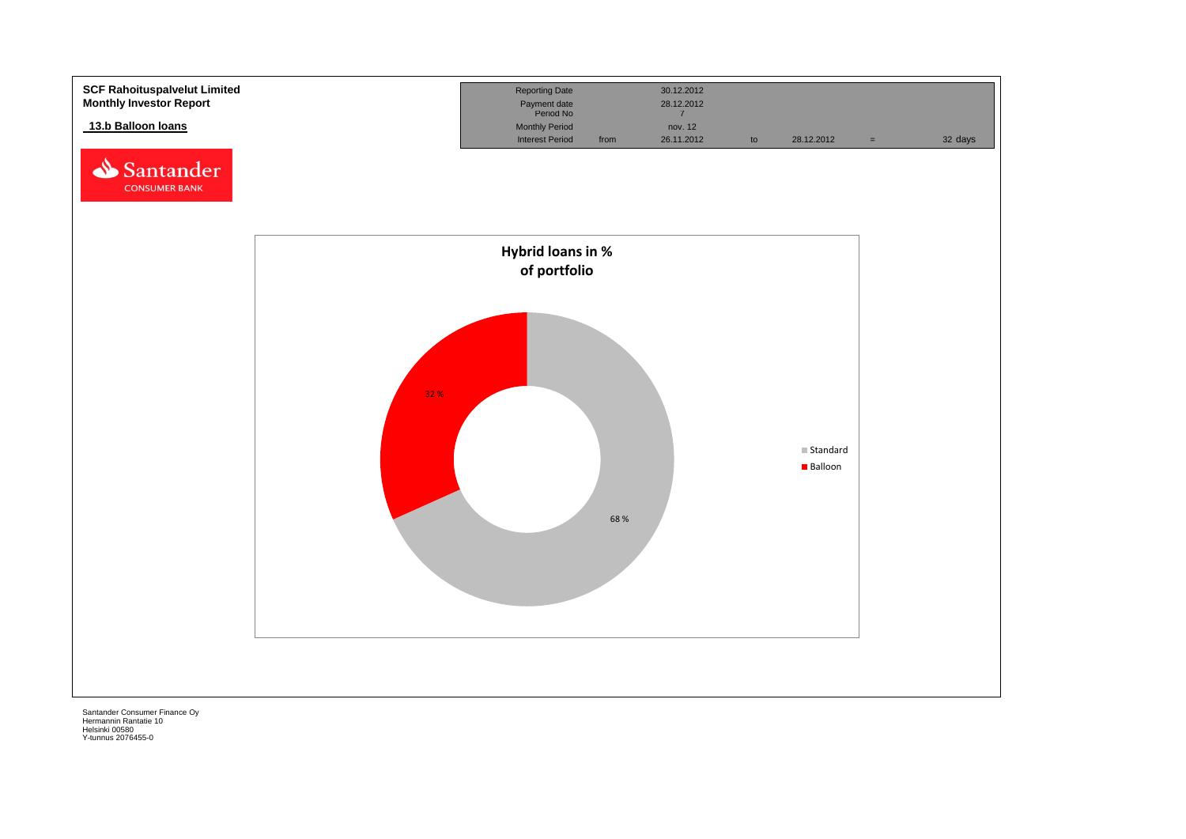**SCF Rahoituspalvelut Limited**
**Monthly Investor Report**

## 13.b Balloon loans

| Reporting Date | | 30.12.2012 | | | | |
|---|---|---|---|---|---|---|
| Payment date | | 28.12.2012 | | | | |
| Period No | | 7 | | | | |
| Monthly Period | | nov. 12 | | | | |
| Interest Period | from | 26.11.2012 | to | 28.12.2012 | = | 32 days |

**Hybrid loans in % of portfolio**

| | % |
|---|---|
| Standard | 68 % |
| Balloon | 32 % |

Santander Consumer Finance Oy
Hermannin Rantatie 10
Helsinki 00580
Y-tunnus 2076455-0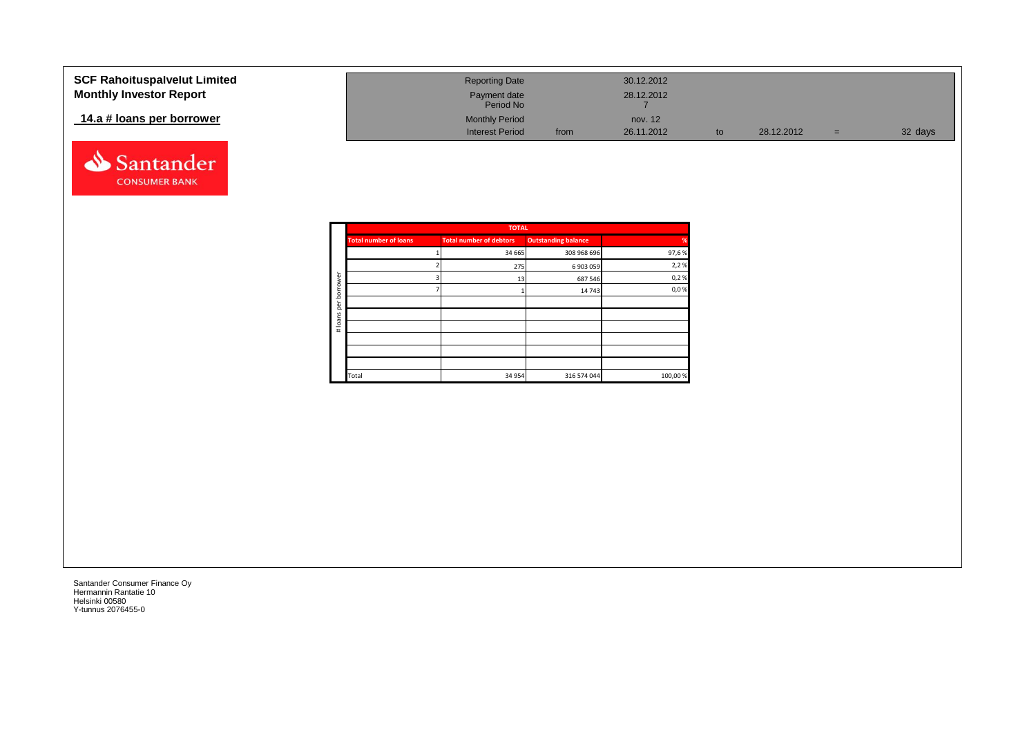**SCF Rahoituspalvelut Limited**
**Monthly Investor Report**

## 14.a # loans per borrower

| | | | | | | |
|---|---|---|---|---|---|---|
| Reporting Date | | 30.12.2012 | | | | |
| Payment date | | 28.12.2012 | | | | |
| Period No | | 7 | | | | |
| Monthly Period | | nov. 12 | | | | |
| Interest Period | from | 26.11.2012 | to | 28.12.2012 | = | 32 days |

| # loans per borrower | TOTAL | | | |
|---|---|---|---|---|
| | Total number of loans | Total number of debtors | Outstanding balance | % |
| | 1 | 34 665 | 308 968 696 | 97,6 % |
| | 2 | 275 | 6 903 059 | 2,2 % |
| | 3 | 13 | 687 546 | 0,2 % |
| | 7 | 1 | 14 743 | 0,0 % |
| | | | | |
| | | | | |
| | | | | |
| | | | | |
| | | | | |
| | | | | |
| | Total | 34 954 | 316 574 044 | 100,00 % |

Santander Consumer Finance Oy
Hermannin Rantatie 10
Helsinki 00580
Y-tunnus 2076455-0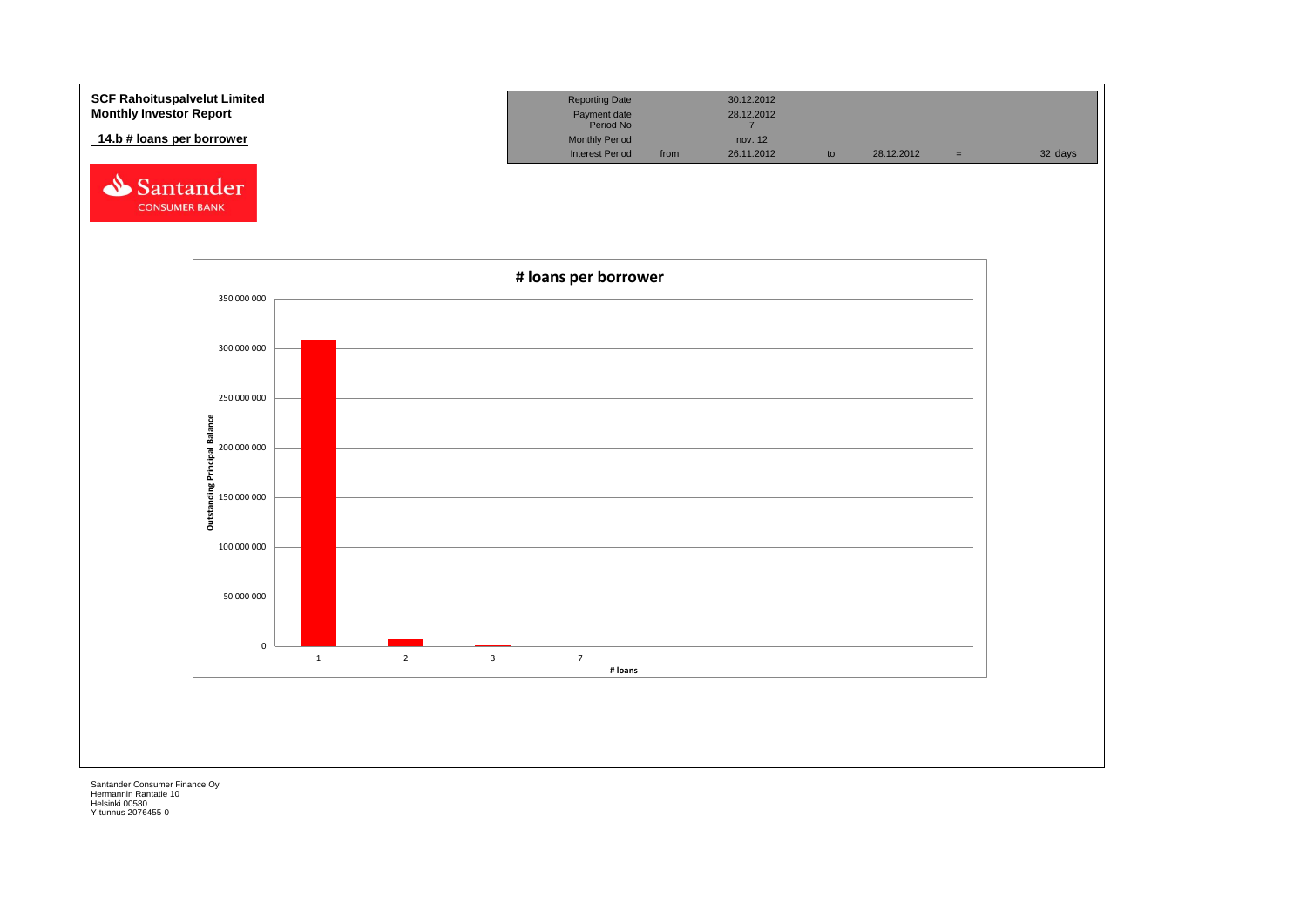**SCF Rahoituspalvelut Limited**
**Monthly Investor Report**

**14.b # loans per borrower**

| Reporting Date | | 30.12.2012 | | | | |
|---|---|---|---|---|---|---|
| Payment date | | 28.12.2012 | | | | |
| Period No | | 7 | | | | |
| Monthly Period | | nov. 12 | | | | |
| Interest Period | from | 26.11.2012 | to | 28.12.2012 | = | 32 days |

Santander CONSUMER BANK

**# loans per borrower**

Outstanding Principal Balance

350 000 000
300 000 000
250 000 000
200 000 000
150 000 000
100 000 000
50 000 000
0

1 2 3 7

# loans

Santander Consumer Finance Oy
Hermannin Rantatie 10
Helsinki 00580
Y-tunnus 2076455-0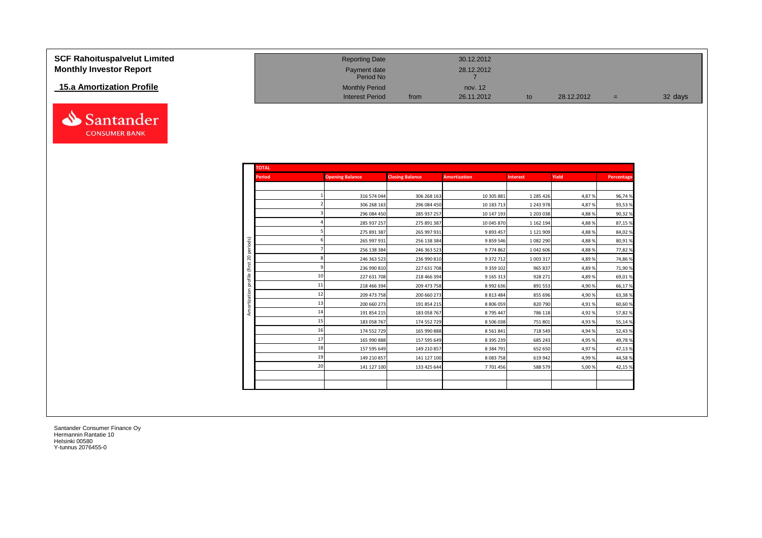# SCF Rahoituspalvelut Limited
## Monthly Investor Report

### 15.a Amortization Profile

| | | | | | | |
|---|---|---|---|---|---|---|
| Reporting Date | | 30.12.2012 | | | | |
| Payment date | | 28.12.2012 | | | | |
| Period No | | 7 | | | | |
| Monthly Period | | nov. 12 | | | | |
| Interest Period | from | 26.11.2012 | to | 28.12.2012 | = | 32 days |

**TOTAL**

Amortization profile (first 20 periods)

| Period | Opening Balance | Closing Balance | Amortization | Interest | Yield | Percentage |
|---|---|---|---|---|---|---|
| 1 | 316 574 044 | 306 268 163 | 10 305 881 | 1 285 426 | 4,87 % | 96,74 % |
| 2 | 306 268 163 | 296 084 450 | 10 183 713 | 1 243 978 | 4,87 % | 93,53 % |
| 3 | 296 084 450 | 285 937 257 | 10 147 193 | 1 203 038 | 4,88 % | 90,32 % |
| 4 | 285 937 257 | 275 891 387 | 10 045 870 | 1 162 194 | 4,88 % | 87,15 % |
| 5 | 275 891 387 | 265 997 931 | 9 893 457 | 1 121 909 | 4,88 % | 84,02 % |
| 6 | 265 997 931 | 256 138 384 | 9 859 546 | 1 082 290 | 4,88 % | 80,91 % |
| 7 | 256 138 384 | 246 363 523 | 9 774 862 | 1 042 606 | 4,88 % | 77,82 % |
| 8 | 246 363 523 | 236 990 810 | 9 372 712 | 1 003 317 | 4,89 % | 74,86 % |
| 9 | 236 990 810 | 227 631 708 | 9 359 102 | 965 837 | 4,89 % | 71,90 % |
| 10 | 227 631 708 | 218 466 394 | 9 165 313 | 928 271 | 4,89 % | 69,01 % |
| 11 | 218 466 394 | 209 473 758 | 8 992 636 | 891 553 | 4,90 % | 66,17 % |
| 12 | 209 473 758 | 200 660 273 | 8 813 484 | 855 696 | 4,90 % | 63,38 % |
| 13 | 200 660 273 | 191 854 215 | 8 806 059 | 820 790 | 4,91 % | 60,60 % |
| 14 | 191 854 215 | 183 058 767 | 8 795 447 | 786 118 | 4,92 % | 57,82 % |
| 15 | 183 058 767 | 174 552 729 | 8 506 038 | 751 801 | 4,93 % | 55,14 % |
| 16 | 174 552 729 | 165 990 888 | 8 561 841 | 718 549 | 4,94 % | 52,43 % |
| 17 | 165 990 888 | 157 595 649 | 8 395 239 | 685 243 | 4,95 % | 49,78 % |
| 18 | 157 595 649 | 149 210 857 | 8 384 791 | 652 650 | 4,97 % | 47,13 % |
| 19 | 149 210 857 | 141 127 100 | 8 083 758 | 619 942 | 4,99 % | 44,58 % |
| 20 | 141 127 100 | 133 425 644 | 7 701 456 | 588 579 | 5,00 % | 42,15 % |

Santander Consumer Finance Oy
Hermannin Rantatie 10
Helsinki 00580
Y-tunnus 2076455-0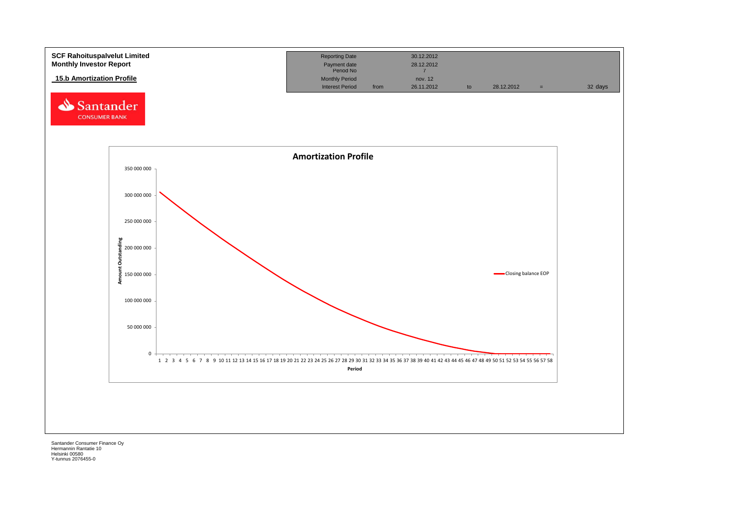**SCF Rahoituspalvelut Limited**
**Monthly Investor Report**

**15.b Amortization Profile**

| | | | | | | |
|---|---|---|---|---|---|---|
| Reporting Date | | 30.12.2012 | | | | |
| Payment date | | 28.12.2012 | | | | |
| Period No | | 7 | | | | |
| Monthly Period | | nov. 12 | | | | |
| Interest Period | from | 26.11.2012 | to | 28.12.2012 | = | 32 days |

**Amortization Profile**

Amount Outstanding (y-axis: 0 – 350 000 000); Period (x-axis: 1 – 58)

Legend: Closing balance EOP

Santander Consumer Finance Oy
Hermannin Rantatie 10
Helsinki 00580
Y-tunnus 2076455-0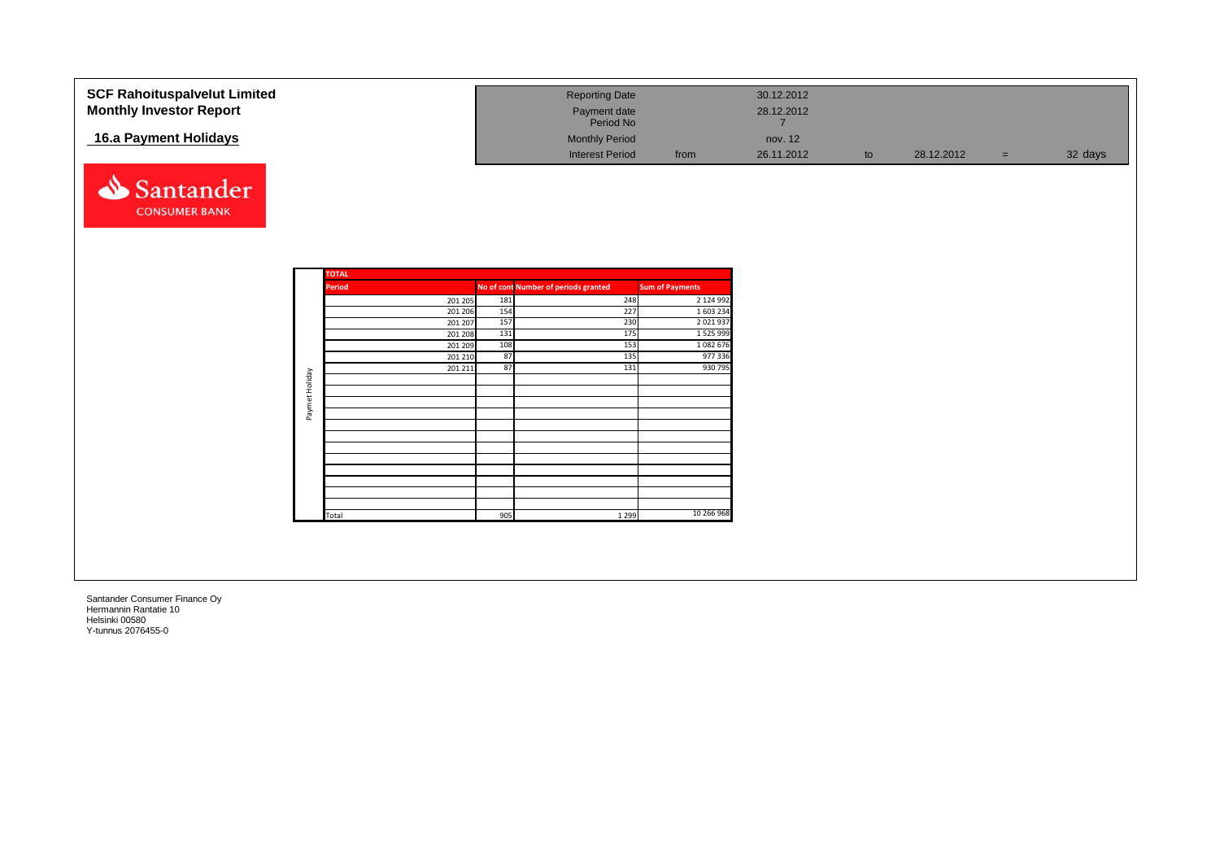# SCF Rahoituspalvelut Limited
## Monthly Investor Report

## 16.a Payment Holidays

| | | | | | | |
|---|---|---|---|---|---|---|
| Reporting Date | | 30.12.2012 | | | | |
| Payment date | | 28.12.2012 | | | | |
| Period No | | 7 | | | | |
| Monthly Period | | nov. 12 | | | | |
| Interest Period | from | 26.11.2012 | to | 28.12.2012 | = | 32 days |

Santander CONSUMER BANK

**Paymet Holiday**

| TOTAL | | | |
|---|---|---|---|
| Period | No of cont | Number of periods granted | Sum of Payments |
| 201 205 | 181 | 248 | 2 124 992 |
| 201 206 | 154 | 227 | 1 603 234 |
| 201 207 | 157 | 230 | 2 021 937 |
| 201 208 | 131 | 175 | 1 525 999 |
| 201 209 | 108 | 153 | 1 082 676 |
| 201 210 | 87 | 135 | 977 336 |
| 201 211 | 87 | 131 | 930 795 |
| Total | 905 | 1 299 | 10 266 968 |

Santander Consumer Finance Oy
Hermannin Rantatie 10
Helsinki 00580
Y-tunnus 2076455-0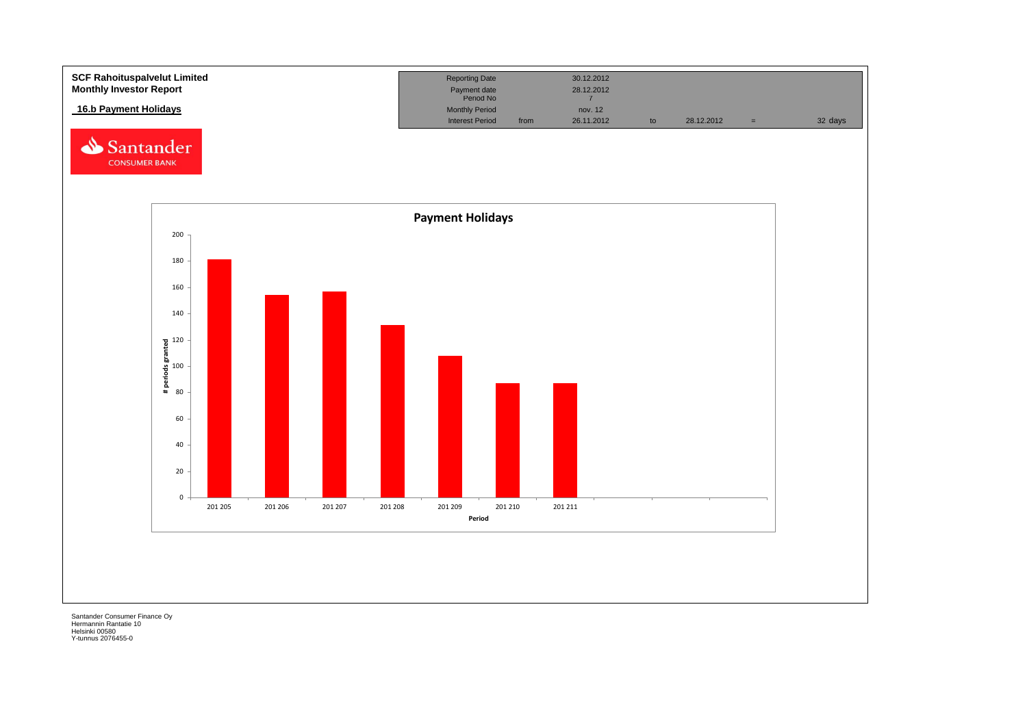**SCF Rahoituspalvelut Limited**
**Monthly Investor Report**

## 16.b Payment Holidays

| Reporting Date | | 30.12.2012 | | | | |
|---|---|---|---|---|---|---|
| Payment date | | 28.12.2012 | | | | |
| Period No | | 7 | | | | |
| Monthly Period | | nov. 12 | | | | |
| Interest Period | from | 26.11.2012 | to | 28.12.2012 | = | 32 days |

**Payment Holidays**

| Period | # periods granted |
|---|---|
| 201 205 | 181 |
| 201 206 | 154 |
| 201 207 | 157 |
| 201 208 | 131 |
| 201 209 | 108 |
| 201 210 | 87 |
| 201 211 | 87 |

Santander Consumer Finance Oy
Hermannin Rantatie 10
Helsinki 00580
Y-tunnus 2076455-0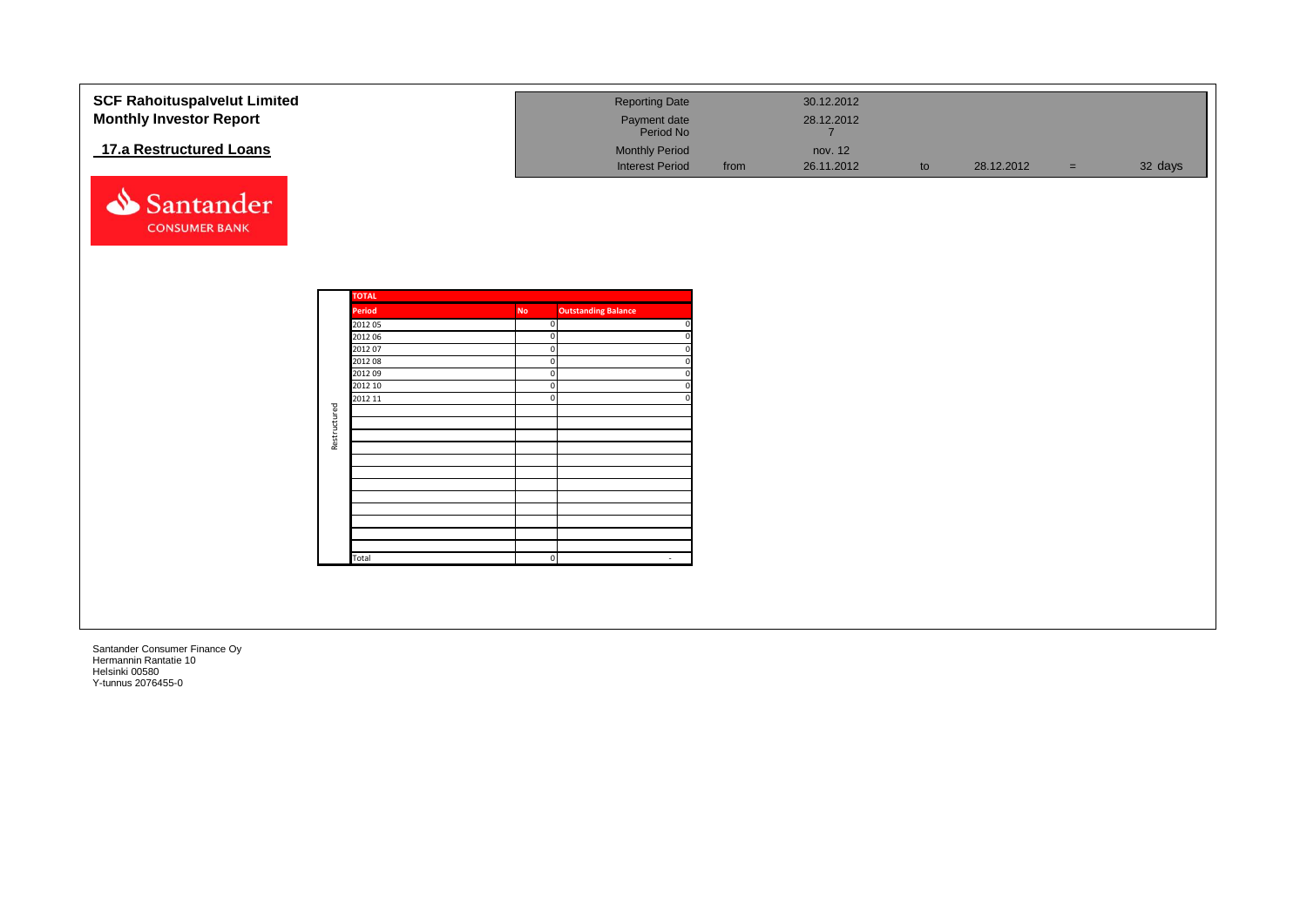# SCF Rahoituspalvelut Limited
## Monthly Investor Report

### 17.a Restructured Loans

| Reporting Date | | 30.12.2012 | | | | |
|---|---|---|---|---|---|---|
| Payment date | | 28.12.2012 | | | | |
| Period No | | 7 | | | | |
| Monthly Period | | nov. 12 | | | | |
| Interest Period | from | 26.11.2012 | to | 28.12.2012 | = | 32 days |

| | TOTAL | | |
|---|---|---|---|
| | Period | No | Outstanding Balance |
| Restructured | 2012 05 | 0 | 0 |
| | 2012 06 | 0 | 0 |
| | 2012 07 | 0 | 0 |
| | 2012 08 | 0 | 0 |
| | 2012 09 | 0 | 0 |
| | 2012 10 | 0 | 0 |
| | 2012 11 | 0 | 0 |
| | Total | 0 | - |

Santander Consumer Finance Oy
Hermannin Rantatie 10
Helsinki 00580
Y-tunnus 2076455-0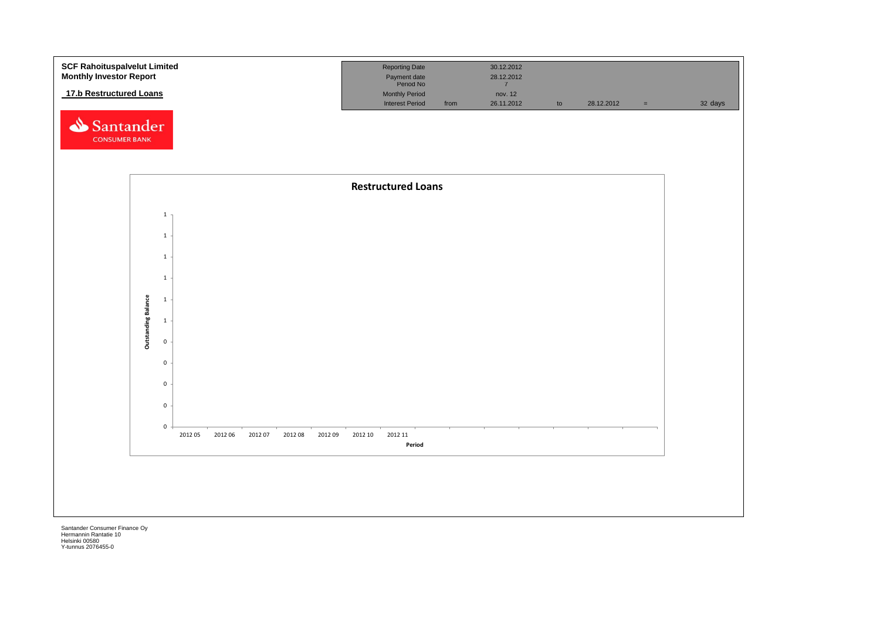**SCF Rahoituspalvelut Limited**
**Monthly Investor Report**

## 17.b Restructured Loans

| | | | | | | |
|---|---|---|---|---|---|---|
| Reporting Date | | 30.12.2012 | | | | |
| Payment date | | 28.12.2012 | | | | |
| Period No | | 7 | | | | |
| Monthly Period | | nov. 12 | | | | |
| Interest Period | from | 26.11.2012 | to | 28.12.2012 | = | 32 days |

**Restructured Loans**

Outstanding Balance: 1, 1, 1, 1, 1, 1, 0, 0, 0, 0, 0

Period: 2012 05, 2012 06, 2012 07, 2012 08, 2012 09, 2012 10, 2012 11

Santander Consumer Finance Oy
Hermannin Rantatie 10
Helsinki 00580
Y-tunnus 2076455-0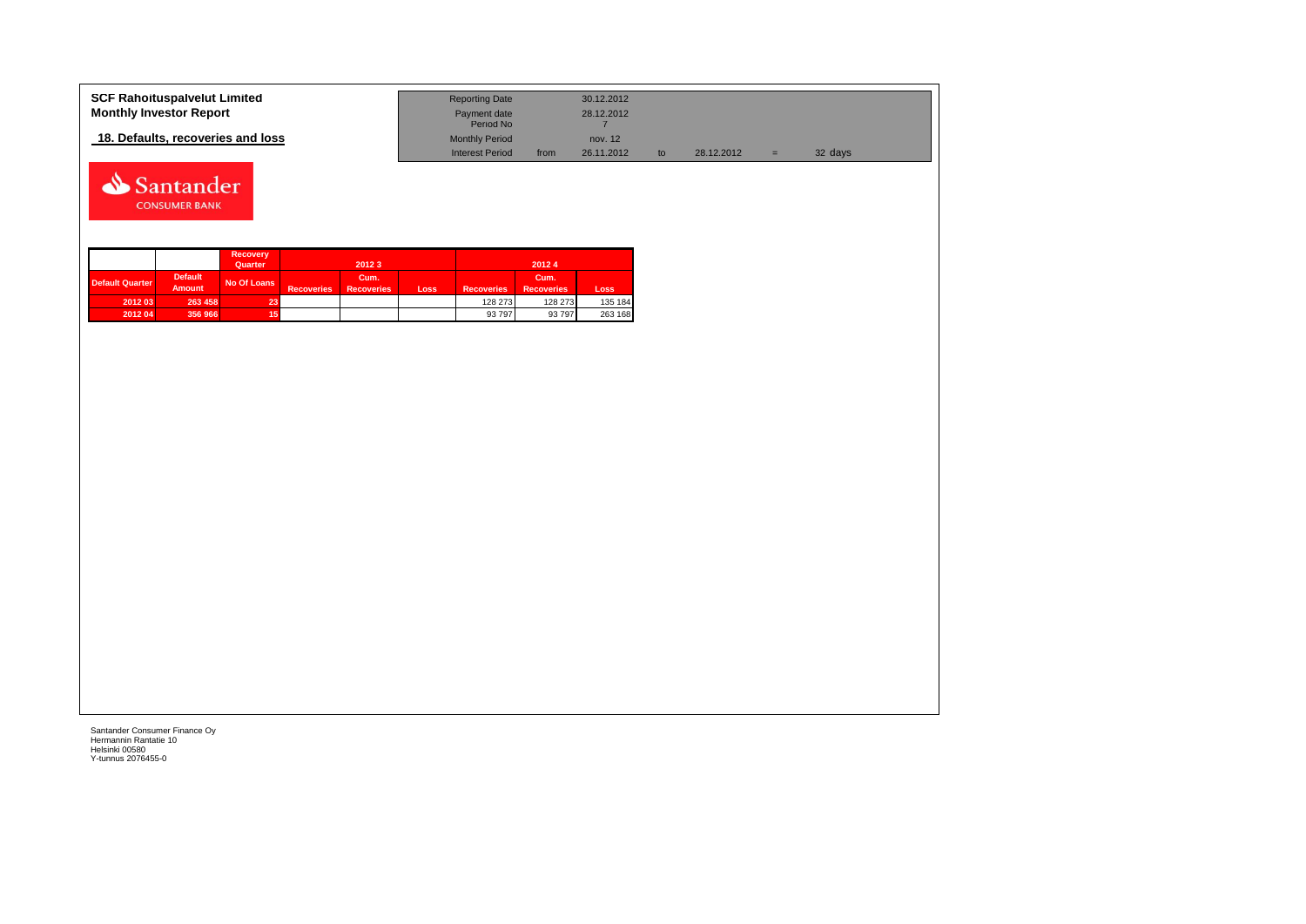**SCF Rahoituspalvelut Limited**
**Monthly Investor Report**

## 18. Defaults, recoveries and loss

| Reporting Date | | 30.12.2012 | | | | |
|---|---|---|---|---|---|---|
| Payment date | | 28.12.2012 | | | | |
| Period No | | 7 | | | | |
| Monthly Period | | nov. 12 | | | | |
| Interest Period | from | 26.11.2012 | to | 28.12.2012 | = | 32 days |

| | | Recovery Quarter | 2012 3 | | | 2012 4 | | |
|---|---|---|---|---|---|---|---|---|
| Default Quarter | Default Amount | No Of Loans | Recoveries | Cum. Recoveries | Loss | Recoveries | Cum. Recoveries | Loss |
| 2012 03 | 263 458 | 23 | | | | 128 273 | 128 273 | 135 184 |
| 2012 04 | 356 966 | 15 | | | | 93 797 | 93 797 | 263 168 |

Santander Consumer Finance Oy
Hermannin Rantatie 10
Helsinki 00580
Y-tunnus 2076455-0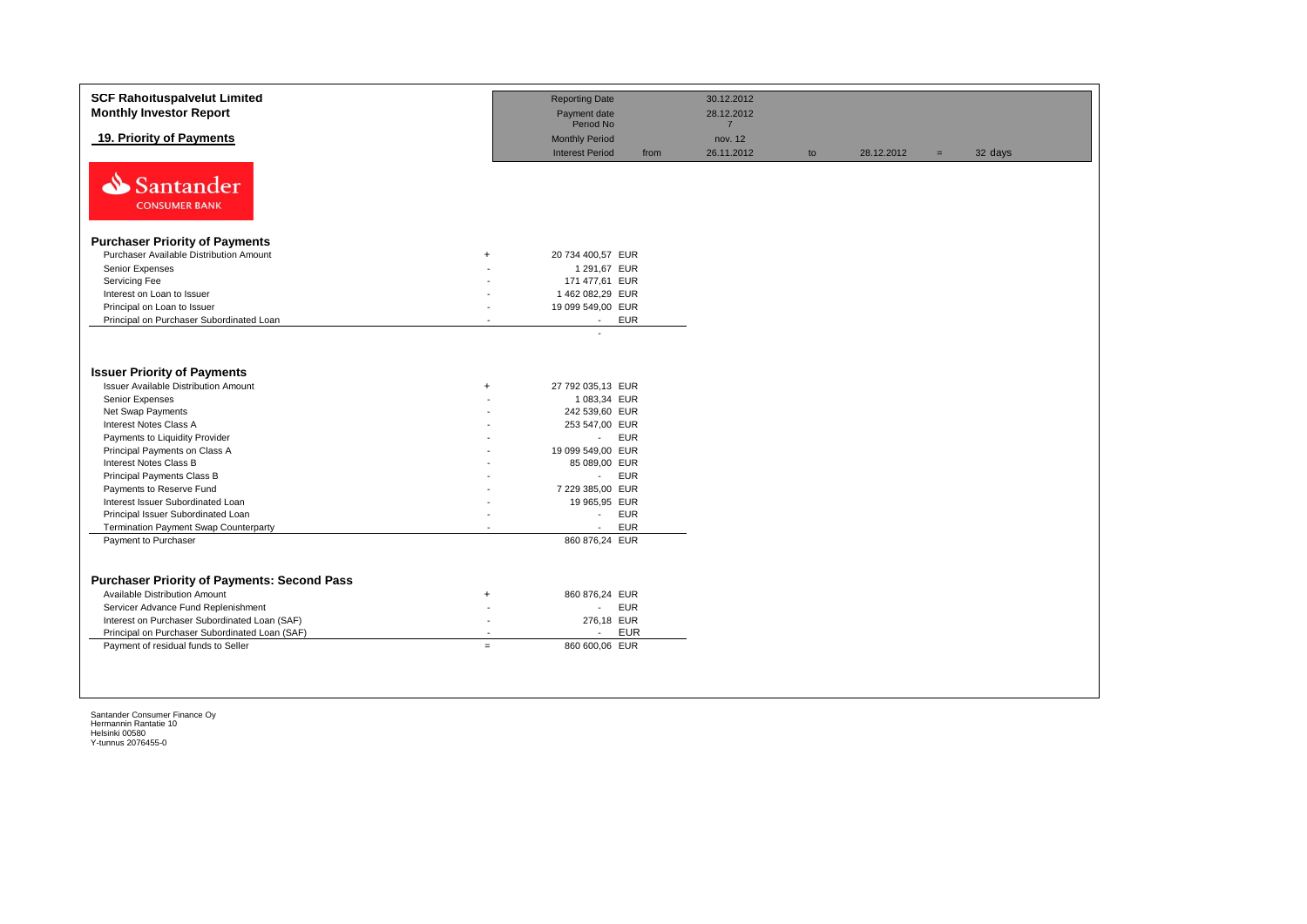**SCF Rahoituspalvelut Limited**
**Monthly Investor Report**

## 19. Priority of Payments

| | | | | | | | |
|---|---|---|---|---|---|---|---|
| Reporting Date | | 30.12.2012 | | | | | |
| Payment date | | 28.12.2012 | | | | | |
| Period No | | 7 | | | | | |
| Monthly Period | | nov. 12 | | | | | |
| Interest Period | from | 26.11.2012 | to | 28.12.2012 | = | 32 days | |

Santander CONSUMER BANK

### Purchaser Priority of Payments

| | | | |
|---|---|---|---|
| Purchaser Available Distribution Amount | + | 20 734 400,57 | EUR |
| Senior Expenses | - | 1 291,67 | EUR |
| Servicing Fee | - | 171 477,61 | EUR |
| Interest on Loan to Issuer | - | 1 462 082,29 | EUR |
| Principal on Loan to Issuer | - | 19 099 549,00 | EUR |
| Principal on Purchaser Subordinated Loan | - | - | EUR |
| | | - | |

### Issuer Priority of Payments

| | | | |
|---|---|---|---|
| Issuer Available Distribution Amount | + | 27 792 035,13 | EUR |
| Senior Expenses | - | 1 083,34 | EUR |
| Net Swap Payments | - | 242 539,60 | EUR |
| Interest Notes Class A | - | 253 547,00 | EUR |
| Payments to Liquidity Provider | - | - | EUR |
| Principal Payments on Class A | - | 19 099 549,00 | EUR |
| Interest Notes Class B | - | 85 089,00 | EUR |
| Principal Payments Class B | - | - | EUR |
| Payments to Reserve Fund | - | 7 229 385,00 | EUR |
| Interest Issuer Subordinated Loan | - | 19 965,95 | EUR |
| Principal Issuer Subordinated Loan | - | - | EUR |
| Termination Payment Swap Counterparty | - | - | EUR |
| Payment to Purchaser | | 860 876,24 | EUR |

### Purchaser Priority of Payments: Second Pass

| | | | |
|---|---|---|---|
| Available Distribution Amount | + | 860 876,24 | EUR |
| Servicer Advance Fund Replenishment | - | - | EUR |
| Interest on Purchaser Subordinated Loan (SAF) | - | 276,18 | EUR |
| Principal on Purchaser Subordinated Loan (SAF) | - | - | EUR |
| Payment of residual funds to Seller | = | 860 600,06 | EUR |

Santander Consumer Finance Oy
Hermannin Rantatie 10
Helsinki 00580
Y-tunnus 2076455-0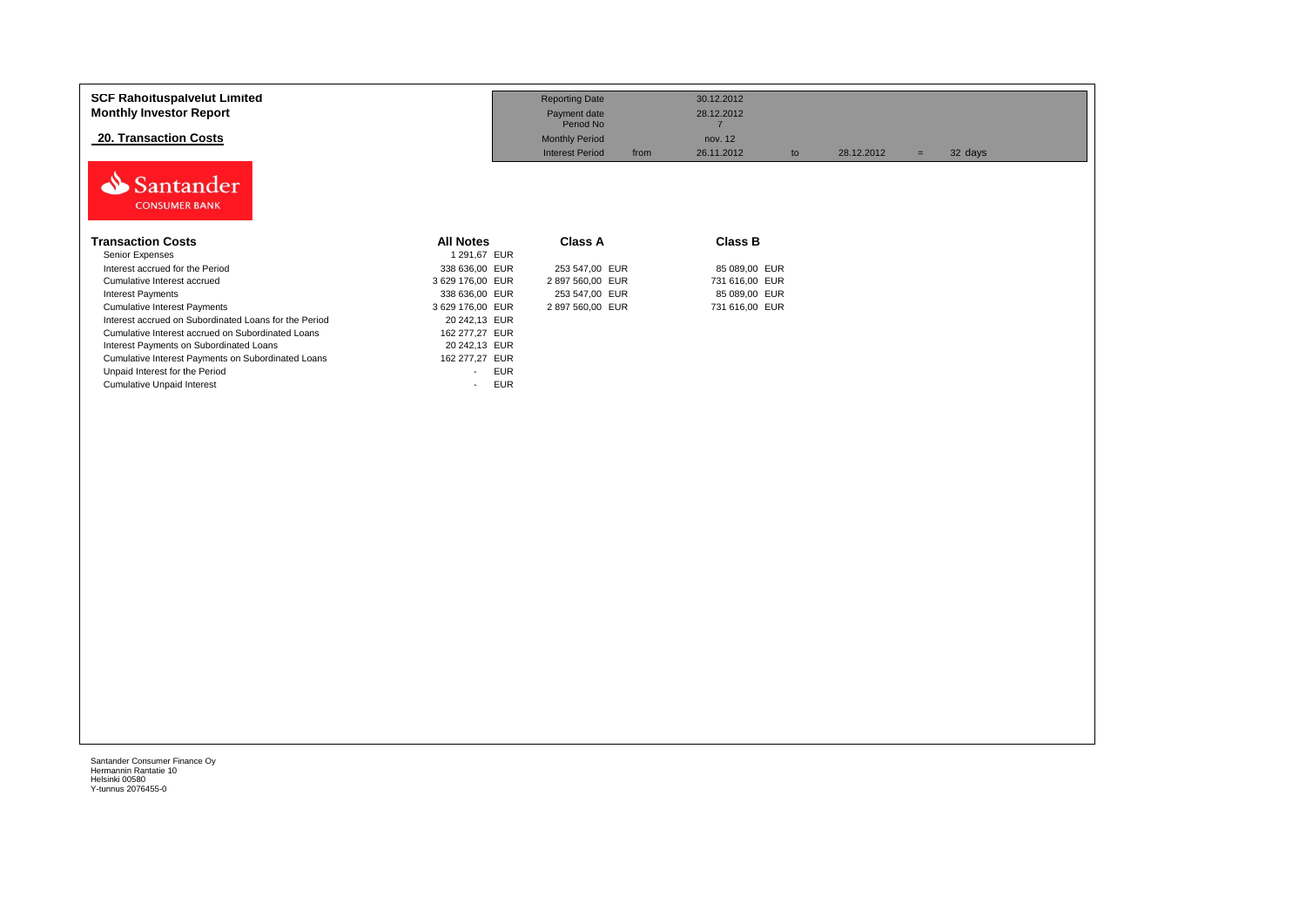**SCF Rahoituspalvelut Limited**
**Monthly Investor Report**

## 20. Transaction Costs

| | | | | | | |
|---|---|---|---|---|---|---|
| Reporting Date | | 30.12.2012 | | | | |
| Payment date | | 28.12.2012 | | | | |
| Period No | | 7 | | | | |
| Monthly Period | | nov. 12 | | | | |
| Interest Period | from | 26.11.2012 | to | 28.12.2012 | = | 32 days |

Santander
CONSUMER BANK

| Transaction Costs | All Notes | Class A | Class B |
|---|---|---|---|
| Senior Expenses | 1 291,67 EUR | | |
| Interest accrued for the Period | 338 636,00 EUR | 253 547,00 EUR | 85 089,00 EUR |
| Cumulative Interest accrued | 3 629 176,00 EUR | 2 897 560,00 EUR | 731 616,00 EUR |
| Interest Payments | 338 636,00 EUR | 253 547,00 EUR | 85 089,00 EUR |
| Cumulative Interest Payments | 3 629 176,00 EUR | 2 897 560,00 EUR | 731 616,00 EUR |
| Interest accrued on Subordinated Loans for the Period | 20 242,13 EUR | | |
| Cumulative Interest accrued on Subordinated Loans | 162 277,27 EUR | | |
| Interest Payments on Subordinated Loans | 20 242,13 EUR | | |
| Cumulative Interest Payments on Subordinated Loans | 162 277,27 EUR | | |
| Unpaid Interest for the Period | - EUR | | |
| Cumulative Unpaid Interest | - EUR | | |

Santander Consumer Finance Oy
Hermannin Rantatie 10
Helsinki 00580
Y-tunnus 2076455-0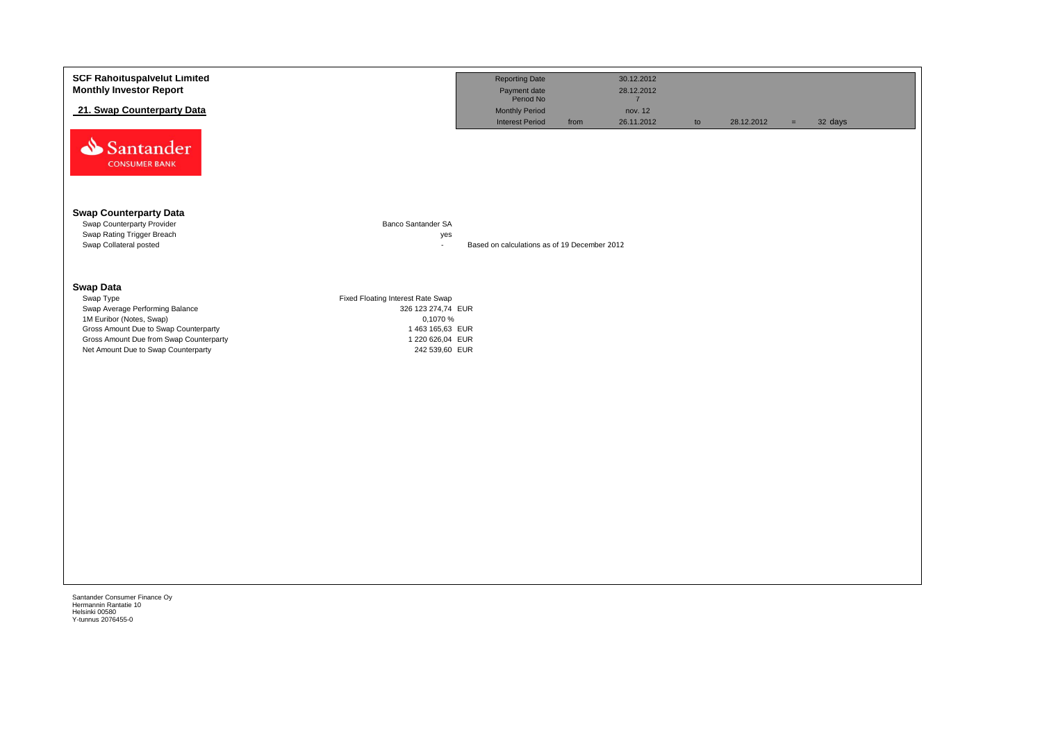**SCF Rahoituspalvelut Limited**
**Monthly Investor Report**

**21. Swap Counterparty Data**

| Reporting Date | | 30.12.2012 | | | | |
|---|---|---|---|---|---|---|
| Payment date | | 28.12.2012 | | | | |
| Period No | | 7 | | | | |
| Monthly Period | | nov. 12 | | | | |
| Interest Period | from | 26.11.2012 | to | 28.12.2012 | = | 32 days |

## Swap Counterparty Data

| | | |
|---|---|---|
| Swap Counterparty Provider | Banco Santander SA | |
| Swap Rating Trigger Breach | yes | |
| Swap Collateral posted | - | Based on calculations as of 19 December 2012 |

## Swap Data

| | |
|---|---|
| Swap Type | Fixed Floating Interest Rate Swap |
| Swap Average Performing Balance | 326 123 274,74 EUR |
| 1M Euribor (Notes, Swap) | 0,1070 % |
| Gross Amount Due to Swap Counterparty | 1 463 165,63 EUR |
| Gross Amount Due from Swap Counterparty | 1 220 626,04 EUR |
| Net Amount Due to Swap Counterparty | 242 539,60 EUR |

Santander Consumer Finance Oy
Hermannin Rantatie 10
Helsinki 00580
Y-tunnus 2076455-0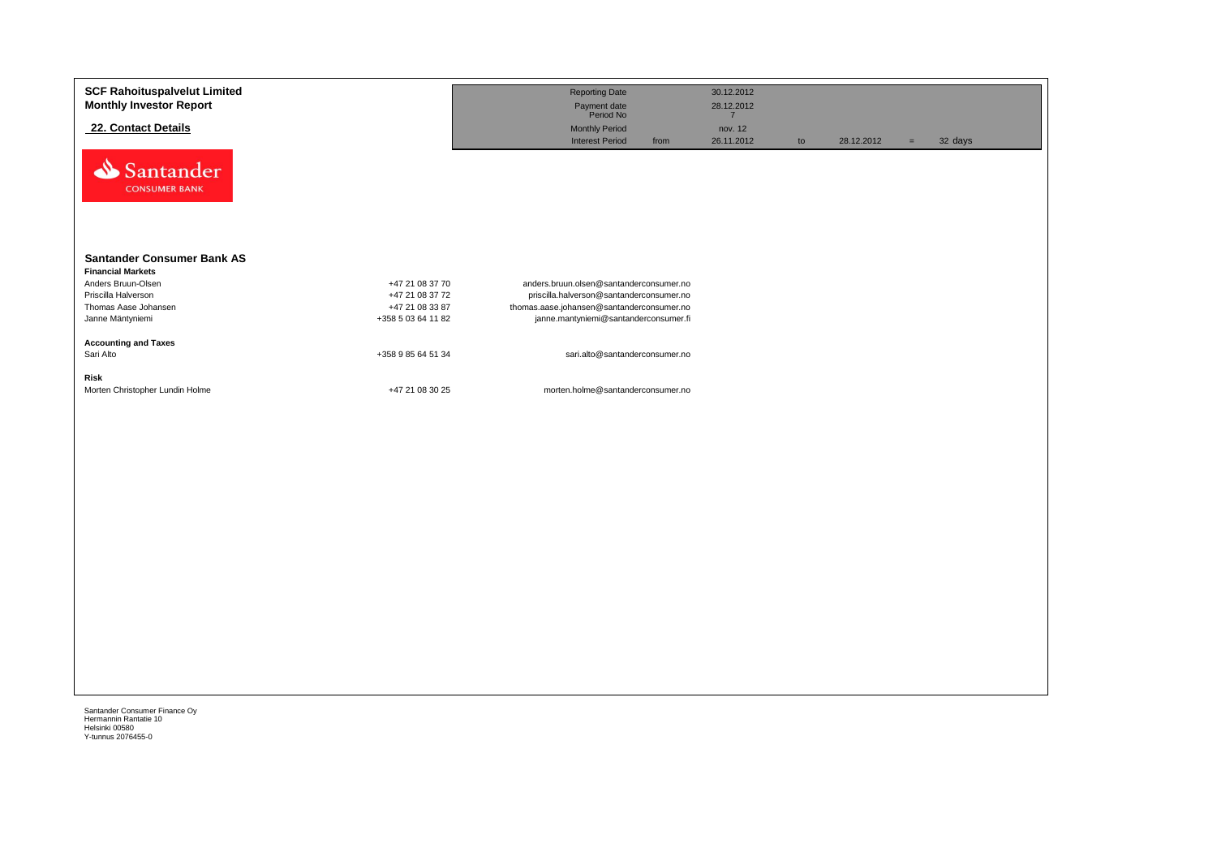**SCF Rahoituspalvelut Limited**
**Monthly Investor Report**

## 22. Contact Details

| | | | | | | |
|---|---|---|---|---|---|---|
| Reporting Date | | 30.12.2012 | | | | |
| Payment date | | 28.12.2012 | | | | |
| Period No | | 7 | | | | |
| Monthly Period | | nov. 12 | | | | |
| Interest Period | from | 26.11.2012 | to | 28.12.2012 | = | 32 days |

Santander CONSUMER BANK

### Santander Consumer Bank AS

**Financial Markets**

| | | |
|---|---|---|
| Anders Bruun-Olsen | +47 21 08 37 70 | anders.bruun.olsen@santanderconsumer.no |
| Priscilla Halverson | +47 21 08 37 72 | priscilla.halverson@santanderconsumer.no |
| Thomas Aase Johansen | +47 21 08 33 87 | thomas.aase.johansen@santanderconsumer.no |
| Janne Mäntyniemi | +358 5 03 64 11 82 | janne.mantyniemi@santanderconsumer.fi |

**Accounting and Taxes**

| | | |
|---|---|---|
| Sari Alto | +358 9 85 64 51 34 | sari.alto@santanderconsumer.no |

**Risk**

| | | |
|---|---|---|
| Morten Christopher Lundin Holme | +47 21 08 30 25 | morten.holme@santanderconsumer.no |

Santander Consumer Finance Oy
Hermannin Rantatie 10
Helsinki 00580
Y-tunnus 2076455-0